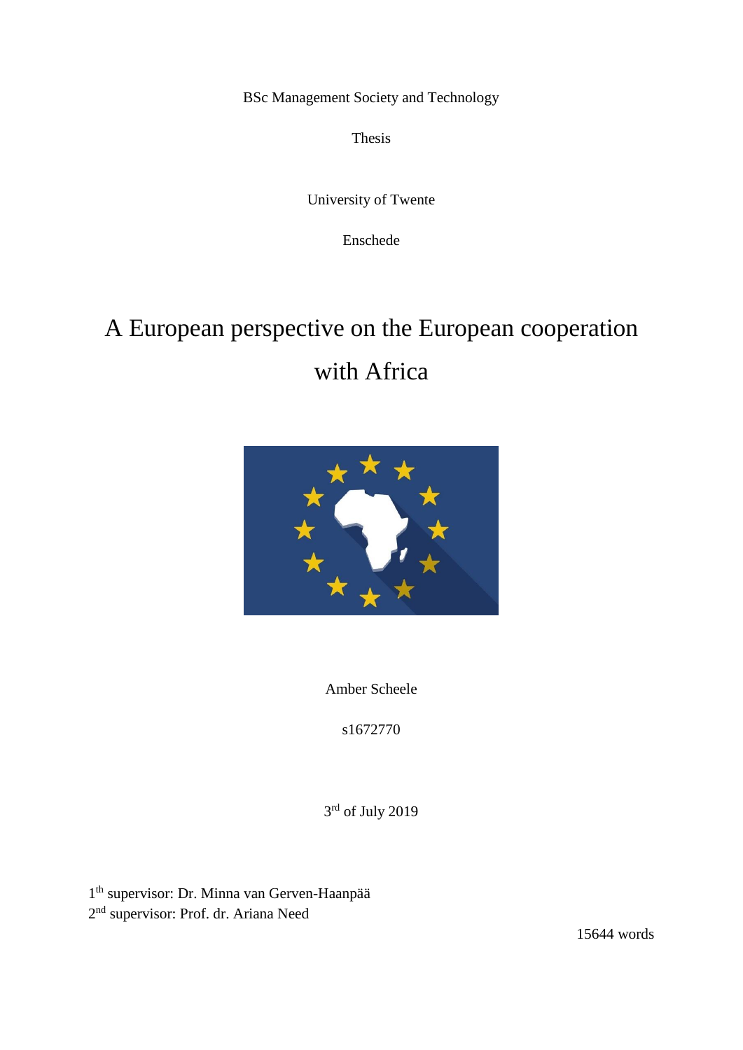BSc Management Society and Technology

Thesis

University of Twente

Enschede

# A European perspective on the European cooperation with Africa

Amber Scheele

s1672770

3rd of July 2019

1th supervisor: Dr. Minna van Gerven-Haanpää
2nd supervisor: Prof. dr. Ariana Need

15644 words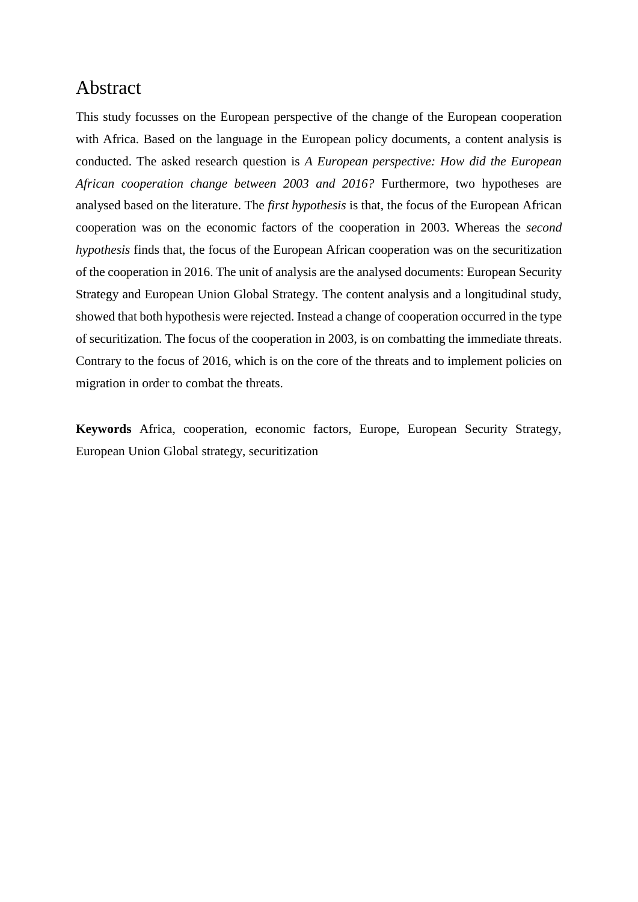# Abstract

This study focusses on the European perspective of the change of the European cooperation with Africa. Based on the language in the European policy documents, a content analysis is conducted. The asked research question is *A European perspective: How did the European African cooperation change between 2003 and 2016?* Furthermore, two hypotheses are analysed based on the literature. The *first hypothesis* is that, the focus of the European African cooperation was on the economic factors of the cooperation in 2003. Whereas the *second hypothesis* finds that, the focus of the European African cooperation was on the securitization of the cooperation in 2016. The unit of analysis are the analysed documents: European Security Strategy and European Union Global Strategy. The content analysis and a longitudinal study, showed that both hypothesis were rejected. Instead a change of cooperation occurred in the type of securitization. The focus of the cooperation in 2003, is on combatting the immediate threats. Contrary to the focus of 2016, which is on the core of the threats and to implement policies on migration in order to combat the threats.

**Keywords** Africa, cooperation, economic factors, Europe, European Security Strategy, European Union Global strategy, securitization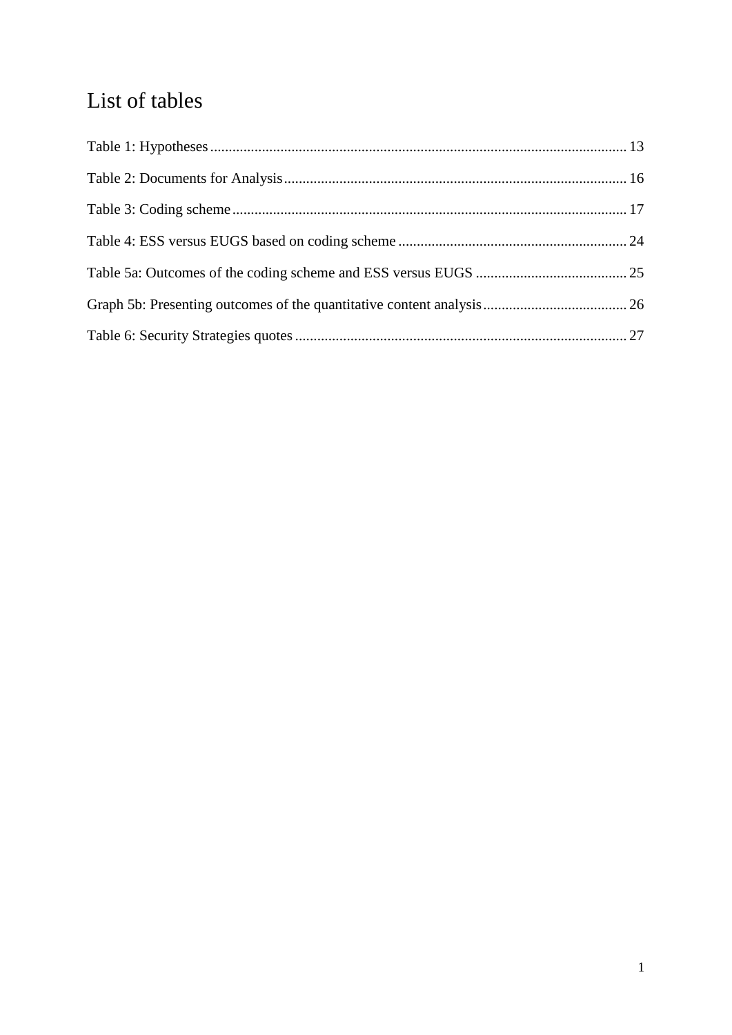# List of tables

Table 1: Hypotheses ... 13

Table 2: Documents for Analysis ... 16

Table 3: Coding scheme ... 17

Table 4: ESS versus EUGS based on coding scheme ... 24

Table 5a: Outcomes of the coding scheme and ESS versus EUGS ... 25

Graph 5b: Presenting outcomes of the quantitative content analysis ... 26

Table 6: Security Strategies quotes ... 27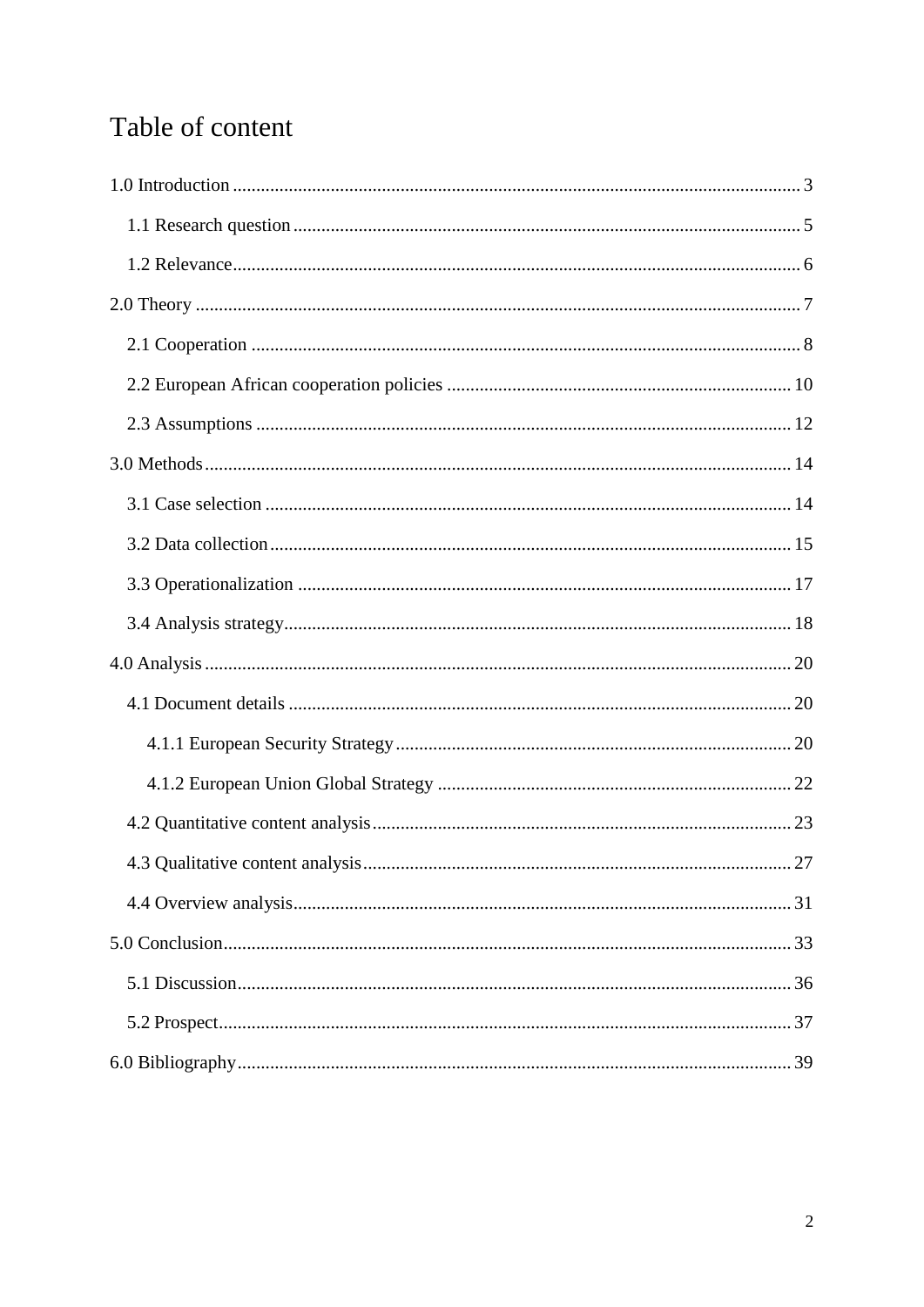# Table of content

1.0 Introduction ........................................................................................................................ 3

  1.1 Research question ............................................................................................................ 5

  1.2 Relevance ......................................................................................................................... 6

2.0 Theory ................................................................................................................................ 7

  2.1 Cooperation ..................................................................................................................... 8

  2.2 European African cooperation policies ......................................................................... 10

  2.3 Assumptions .................................................................................................................. 12

3.0 Methods ............................................................................................................................ 14

  3.1 Case selection ................................................................................................................ 14

  3.2 Data collection ............................................................................................................... 15

  3.3 Operationalization ......................................................................................................... 17

  3.4 Analysis strategy ............................................................................................................ 18

4.0 Analysis ............................................................................................................................ 20

  4.1 Document details ........................................................................................................... 20

    4.1.1 European Security Strategy .................................................................................... 20

    4.1.2 European Union Global Strategy ........................................................................... 22

  4.2 Quantitative content analysis ......................................................................................... 23

  4.3 Qualitative content analysis ........................................................................................... 27

  4.4 Overview analysis .......................................................................................................... 31

5.0 Conclusion ........................................................................................................................ 33

  5.1 Discussion ...................................................................................................................... 36

  5.2 Prospect .......................................................................................................................... 37

6.0 Bibliography ..................................................................................................................... 39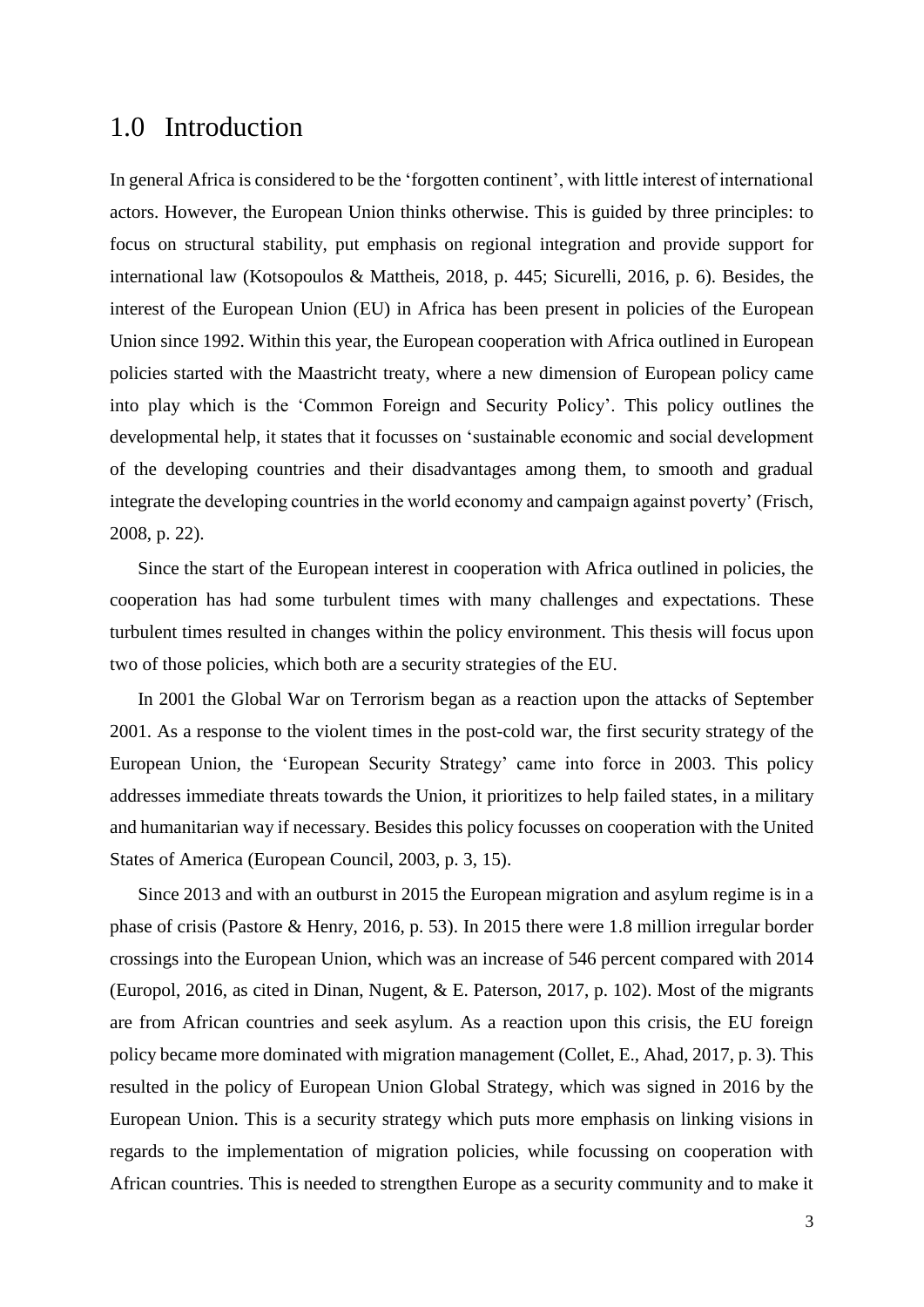# 1.0 Introduction

In general Africa is considered to be the 'forgotten continent', with little interest of international actors. However, the European Union thinks otherwise. This is guided by three principles: to focus on structural stability, put emphasis on regional integration and provide support for international law (Kotsopoulos & Mattheis, 2018, p. 445; Sicurelli, 2016, p. 6). Besides, the interest of the European Union (EU) in Africa has been present in policies of the European Union since 1992. Within this year, the European cooperation with Africa outlined in European policies started with the Maastricht treaty, where a new dimension of European policy came into play which is the 'Common Foreign and Security Policy'. This policy outlines the developmental help, it states that it focusses on 'sustainable economic and social development of the developing countries and their disadvantages among them, to smooth and gradual integrate the developing countries in the world economy and campaign against poverty' (Frisch, 2008, p. 22).

Since the start of the European interest in cooperation with Africa outlined in policies, the cooperation has had some turbulent times with many challenges and expectations. These turbulent times resulted in changes within the policy environment. This thesis will focus upon two of those policies, which both are a security strategies of the EU.

In 2001 the Global War on Terrorism began as a reaction upon the attacks of September 2001. As a response to the violent times in the post-cold war, the first security strategy of the European Union, the 'European Security Strategy' came into force in 2003. This policy addresses immediate threats towards the Union, it prioritizes to help failed states, in a military and humanitarian way if necessary. Besides this policy focusses on cooperation with the United States of America (European Council, 2003, p. 3, 15).

Since 2013 and with an outburst in 2015 the European migration and asylum regime is in a phase of crisis (Pastore & Henry, 2016, p. 53). In 2015 there were 1.8 million irregular border crossings into the European Union, which was an increase of 546 percent compared with 2014 (Europol, 2016, as cited in Dinan, Nugent, & E. Paterson, 2017, p. 102). Most of the migrants are from African countries and seek asylum. As a reaction upon this crisis, the EU foreign policy became more dominated with migration management (Collet, E., Ahad, 2017, p. 3). This resulted in the policy of European Union Global Strategy, which was signed in 2016 by the European Union. This is a security strategy which puts more emphasis on linking visions in regards to the implementation of migration policies, while focussing on cooperation with African countries. This is needed to strengthen Europe as a security community and to make it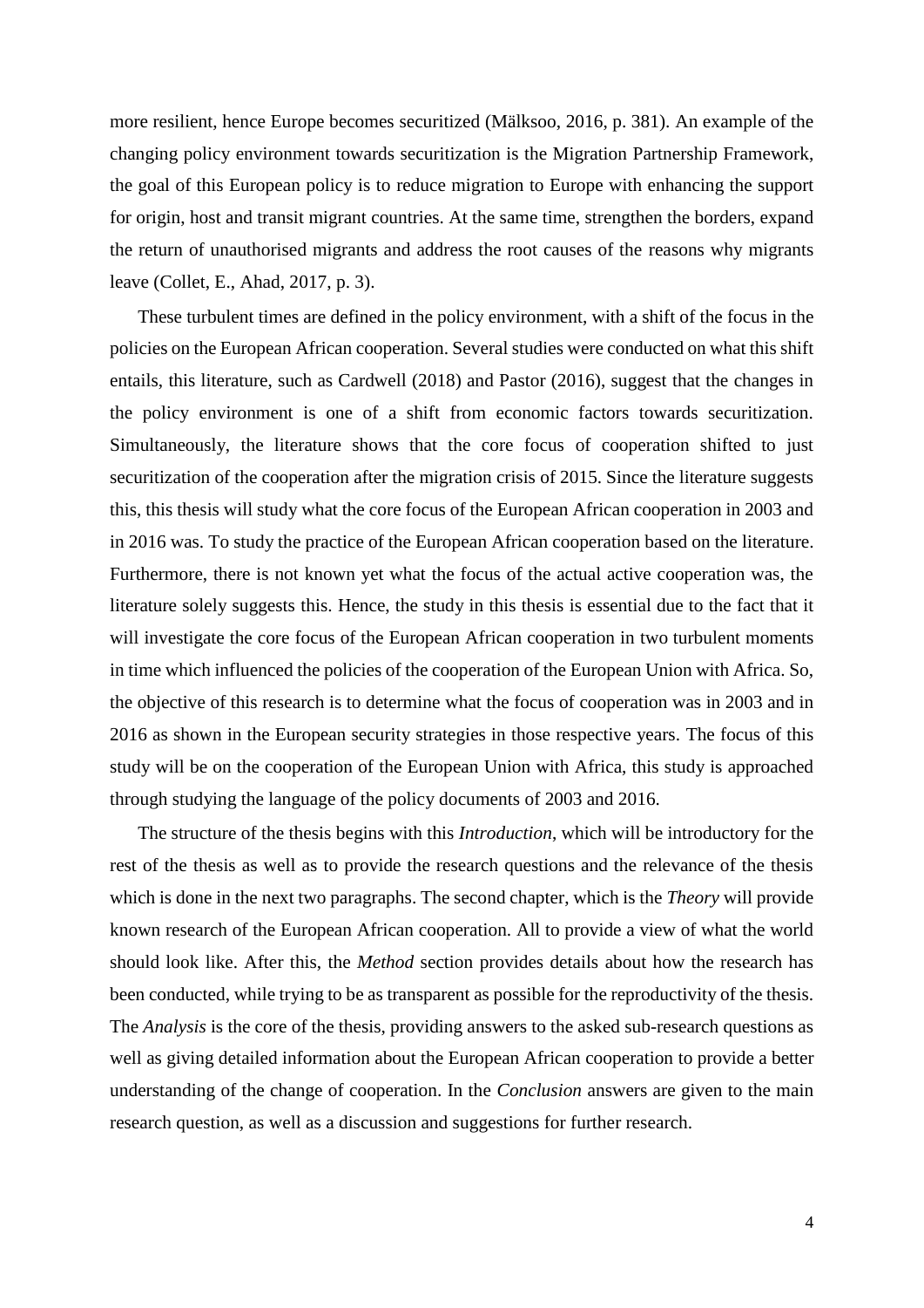more resilient, hence Europe becomes securitized (Mälksoo, 2016, p. 381). An example of the changing policy environment towards securitization is the Migration Partnership Framework, the goal of this European policy is to reduce migration to Europe with enhancing the support for origin, host and transit migrant countries. At the same time, strengthen the borders, expand the return of unauthorised migrants and address the root causes of the reasons why migrants leave (Collet, E., Ahad, 2017, p. 3).

These turbulent times are defined in the policy environment, with a shift of the focus in the policies on the European African cooperation. Several studies were conducted on what this shift entails, this literature, such as Cardwell (2018) and Pastor (2016), suggest that the changes in the policy environment is one of a shift from economic factors towards securitization. Simultaneously, the literature shows that the core focus of cooperation shifted to just securitization of the cooperation after the migration crisis of 2015. Since the literature suggests this, this thesis will study what the core focus of the European African cooperation in 2003 and in 2016 was. To study the practice of the European African cooperation based on the literature. Furthermore, there is not known yet what the focus of the actual active cooperation was, the literature solely suggests this. Hence, the study in this thesis is essential due to the fact that it will investigate the core focus of the European African cooperation in two turbulent moments in time which influenced the policies of the cooperation of the European Union with Africa. So, the objective of this research is to determine what the focus of cooperation was in 2003 and in 2016 as shown in the European security strategies in those respective years. The focus of this study will be on the cooperation of the European Union with Africa, this study is approached through studying the language of the policy documents of 2003 and 2016.

The structure of the thesis begins with this *Introduction*, which will be introductory for the rest of the thesis as well as to provide the research questions and the relevance of the thesis which is done in the next two paragraphs. The second chapter, which is the *Theory* will provide known research of the European African cooperation. All to provide a view of what the world should look like. After this, the *Method* section provides details about how the research has been conducted, while trying to be as transparent as possible for the reproductivity of the thesis. The *Analysis* is the core of the thesis, providing answers to the asked sub-research questions as well as giving detailed information about the European African cooperation to provide a better understanding of the change of cooperation. In the *Conclusion* answers are given to the main research question, as well as a discussion and suggestions for further research.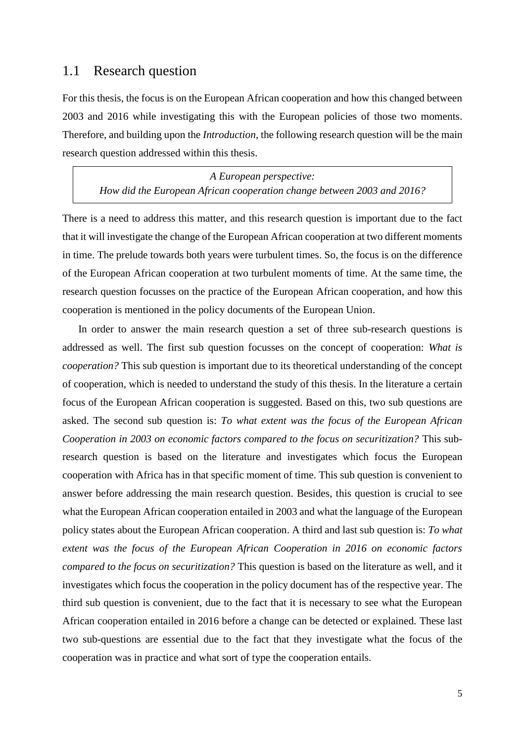## 1.1 Research question

For this thesis, the focus is on the European African cooperation and how this changed between 2003 and 2016 while investigating this with the European policies of those two moments. Therefore, and building upon the *Introduction*, the following research question will be the main research question addressed within this thesis.

> *A European perspective:*
> *How did the European African cooperation change between 2003 and 2016?*

There is a need to address this matter, and this research question is important due to the fact that it will investigate the change of the European African cooperation at two different moments in time. The prelude towards both years were turbulent times. So, the focus is on the difference of the European African cooperation at two turbulent moments of time. At the same time, the research question focusses on the practice of the European African cooperation, and how this cooperation is mentioned in the policy documents of the European Union.

In order to answer the main research question a set of three sub-research questions is addressed as well. The first sub question focusses on the concept of cooperation: *What is cooperation?* This sub question is important due to its theoretical understanding of the concept of cooperation, which is needed to understand the study of this thesis. In the literature a certain focus of the European African cooperation is suggested. Based on this, two sub questions are asked. The second sub question is: *To what extent was the focus of the European African Cooperation in 2003 on economic factors compared to the focus on securitization?* This sub-research question is based on the literature and investigates which focus the European cooperation with Africa has in that specific moment of time. This sub question is convenient to answer before addressing the main research question. Besides, this question is crucial to see what the European African cooperation entailed in 2003 and what the language of the European policy states about the European African cooperation. A third and last sub question is: *To what extent was the focus of the European African Cooperation in 2016 on economic factors compared to the focus on securitization?* This question is based on the literature as well, and it investigates which focus the cooperation in the policy document has of the respective year. The third sub question is convenient, due to the fact that it is necessary to see what the European African cooperation entailed in 2016 before a change can be detected or explained. These last two sub-questions are essential due to the fact that they investigate what the focus of the cooperation was in practice and what sort of type the cooperation entails.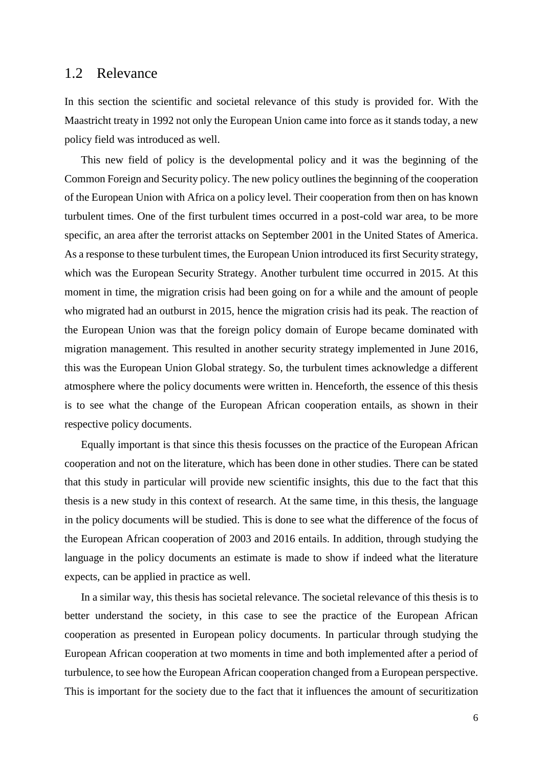## 1.2 Relevance

In this section the scientific and societal relevance of this study is provided for. With the Maastricht treaty in 1992 not only the European Union came into force as it stands today, a new policy field was introduced as well.

This new field of policy is the developmental policy and it was the beginning of the Common Foreign and Security policy. The new policy outlines the beginning of the cooperation of the European Union with Africa on a policy level. Their cooperation from then on has known turbulent times. One of the first turbulent times occurred in a post-cold war area, to be more specific, an area after the terrorist attacks on September 2001 in the United States of America. As a response to these turbulent times, the European Union introduced its first Security strategy, which was the European Security Strategy. Another turbulent time occurred in 2015. At this moment in time, the migration crisis had been going on for a while and the amount of people who migrated had an outburst in 2015, hence the migration crisis had its peak. The reaction of the European Union was that the foreign policy domain of Europe became dominated with migration management. This resulted in another security strategy implemented in June 2016, this was the European Union Global strategy. So, the turbulent times acknowledge a different atmosphere where the policy documents were written in. Henceforth, the essence of this thesis is to see what the change of the European African cooperation entails, as shown in their respective policy documents.

Equally important is that since this thesis focusses on the practice of the European African cooperation and not on the literature, which has been done in other studies. There can be stated that this study in particular will provide new scientific insights, this due to the fact that this thesis is a new study in this context of research. At the same time, in this thesis, the language in the policy documents will be studied. This is done to see what the difference of the focus of the European African cooperation of 2003 and 2016 entails. In addition, through studying the language in the policy documents an estimate is made to show if indeed what the literature expects, can be applied in practice as well.

In a similar way, this thesis has societal relevance. The societal relevance of this thesis is to better understand the society, in this case to see the practice of the European African cooperation as presented in European policy documents. In particular through studying the European African cooperation at two moments in time and both implemented after a period of turbulence, to see how the European African cooperation changed from a European perspective. This is important for the society due to the fact that it influences the amount of securitization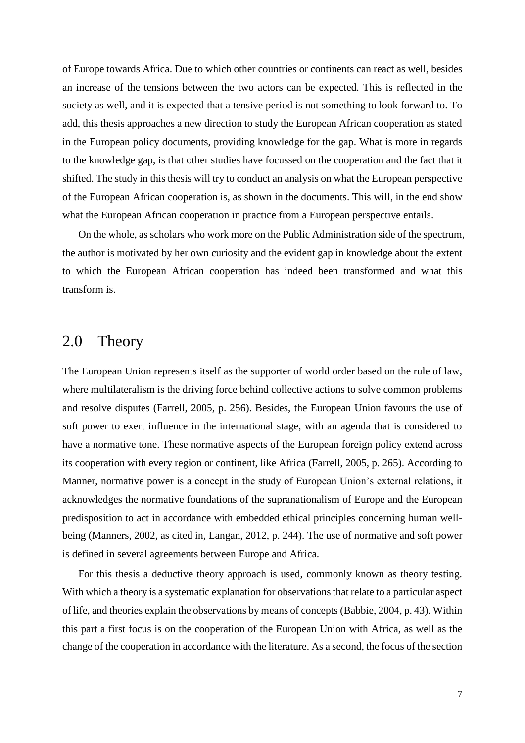of Europe towards Africa. Due to which other countries or continents can react as well, besides an increase of the tensions between the two actors can be expected. This is reflected in the society as well, and it is expected that a tensive period is not something to look forward to. To add, this thesis approaches a new direction to study the European African cooperation as stated in the European policy documents, providing knowledge for the gap. What is more in regards to the knowledge gap, is that other studies have focussed on the cooperation and the fact that it shifted. The study in this thesis will try to conduct an analysis on what the European perspective of the European African cooperation is, as shown in the documents. This will, in the end show what the European African cooperation in practice from a European perspective entails.

On the whole, as scholars who work more on the Public Administration side of the spectrum, the author is motivated by her own curiosity and the evident gap in knowledge about the extent to which the European African cooperation has indeed been transformed and what this transform is.

# 2.0 Theory

The European Union represents itself as the supporter of world order based on the rule of law, where multilateralism is the driving force behind collective actions to solve common problems and resolve disputes (Farrell, 2005, p. 256). Besides, the European Union favours the use of soft power to exert influence in the international stage, with an agenda that is considered to have a normative tone. These normative aspects of the European foreign policy extend across its cooperation with every region or continent, like Africa (Farrell, 2005, p. 265). According to Manner, normative power is a concept in the study of European Union's external relations, it acknowledges the normative foundations of the supranationalism of Europe and the European predisposition to act in accordance with embedded ethical principles concerning human well-being (Manners, 2002, as cited in, Langan, 2012, p. 244). The use of normative and soft power is defined in several agreements between Europe and Africa.

For this thesis a deductive theory approach is used, commonly known as theory testing. With which a theory is a systematic explanation for observations that relate to a particular aspect of life, and theories explain the observations by means of concepts (Babbie, 2004, p. 43). Within this part a first focus is on the cooperation of the European Union with Africa, as well as the change of the cooperation in accordance with the literature. As a second, the focus of the section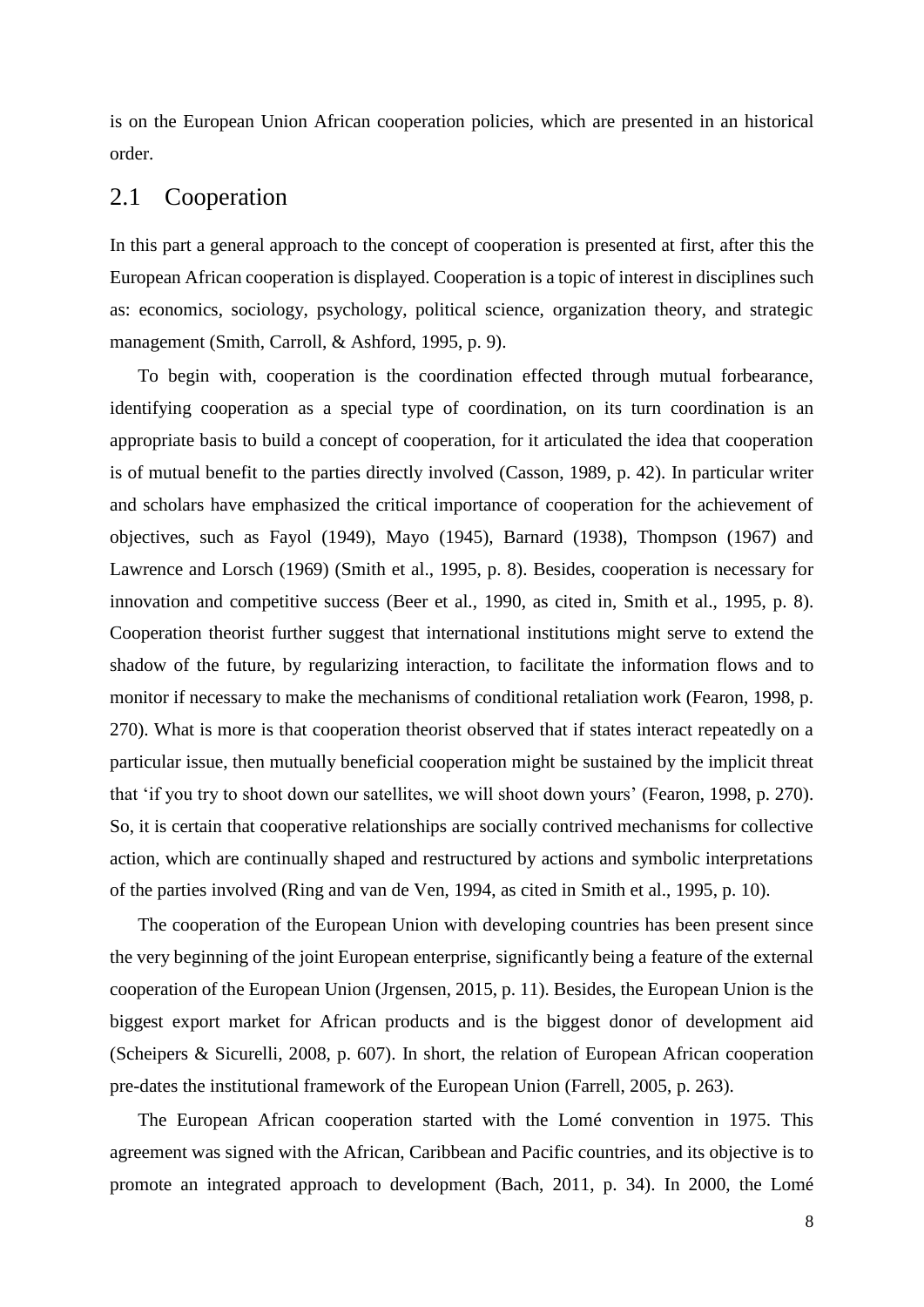is on the European Union African cooperation policies, which are presented in an historical order.

## 2.1 Cooperation

In this part a general approach to the concept of cooperation is presented at first, after this the European African cooperation is displayed. Cooperation is a topic of interest in disciplines such as: economics, sociology, psychology, political science, organization theory, and strategic management (Smith, Carroll, & Ashford, 1995, p. 9).

To begin with, cooperation is the coordination effected through mutual forbearance, identifying cooperation as a special type of coordination, on its turn coordination is an appropriate basis to build a concept of cooperation, for it articulated the idea that cooperation is of mutual benefit to the parties directly involved (Casson, 1989, p. 42). In particular writer and scholars have emphasized the critical importance of cooperation for the achievement of objectives, such as Fayol (1949), Mayo (1945), Barnard (1938), Thompson (1967) and Lawrence and Lorsch (1969) (Smith et al., 1995, p. 8). Besides, cooperation is necessary for innovation and competitive success (Beer et al., 1990, as cited in, Smith et al., 1995, p. 8). Cooperation theorist further suggest that international institutions might serve to extend the shadow of the future, by regularizing interaction, to facilitate the information flows and to monitor if necessary to make the mechanisms of conditional retaliation work (Fearon, 1998, p. 270). What is more is that cooperation theorist observed that if states interact repeatedly on a particular issue, then mutually beneficial cooperation might be sustained by the implicit threat that 'if you try to shoot down our satellites, we will shoot down yours' (Fearon, 1998, p. 270). So, it is certain that cooperative relationships are socially contrived mechanisms for collective action, which are continually shaped and restructured by actions and symbolic interpretations of the parties involved (Ring and van de Ven, 1994, as cited in Smith et al., 1995, p. 10).

The cooperation of the European Union with developing countries has been present since the very beginning of the joint European enterprise, significantly being a feature of the external cooperation of the European Union (Jrgensen, 2015, p. 11). Besides, the European Union is the biggest export market for African products and is the biggest donor of development aid (Scheipers & Sicurelli, 2008, p. 607). In short, the relation of European African cooperation pre-dates the institutional framework of the European Union (Farrell, 2005, p. 263).

The European African cooperation started with the Lomé convention in 1975. This agreement was signed with the African, Caribbean and Pacific countries, and its objective is to promote an integrated approach to development (Bach, 2011, p. 34). In 2000, the Lomé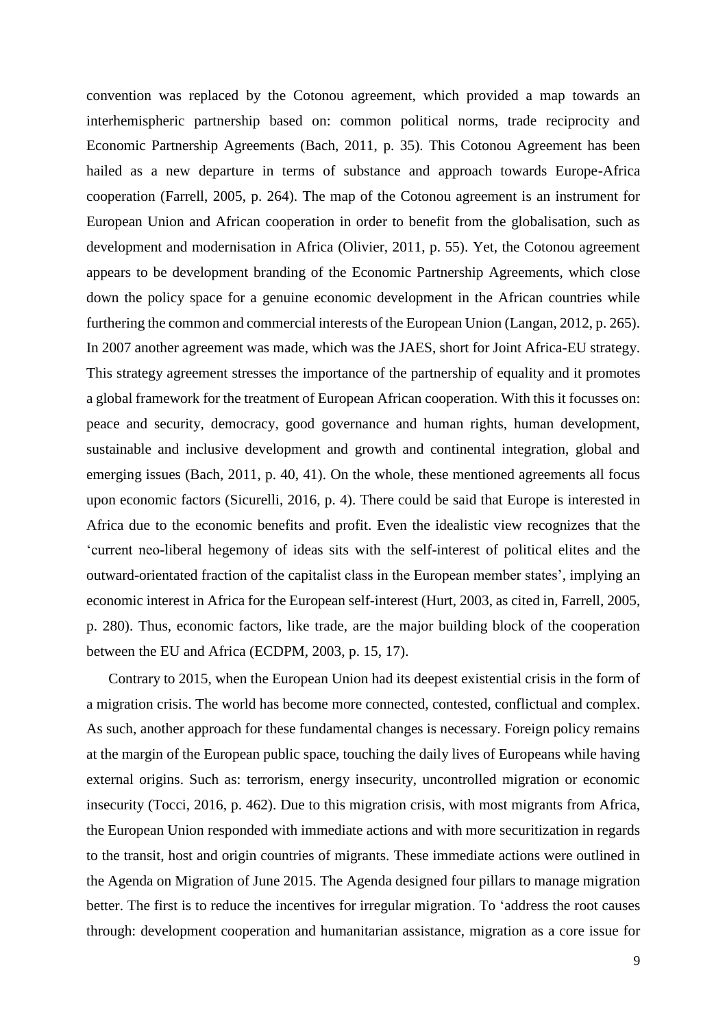convention was replaced by the Cotonou agreement, which provided a map towards an interhemispheric partnership based on: common political norms, trade reciprocity and Economic Partnership Agreements (Bach, 2011, p. 35). This Cotonou Agreement has been hailed as a new departure in terms of substance and approach towards Europe-Africa cooperation (Farrell, 2005, p. 264). The map of the Cotonou agreement is an instrument for European Union and African cooperation in order to benefit from the globalisation, such as development and modernisation in Africa (Olivier, 2011, p. 55). Yet, the Cotonou agreement appears to be development branding of the Economic Partnership Agreements, which close down the policy space for a genuine economic development in the African countries while furthering the common and commercial interests of the European Union (Langan, 2012, p. 265). In 2007 another agreement was made, which was the JAES, short for Joint Africa-EU strategy. This strategy agreement stresses the importance of the partnership of equality and it promotes a global framework for the treatment of European African cooperation. With this it focusses on: peace and security, democracy, good governance and human rights, human development, sustainable and inclusive development and growth and continental integration, global and emerging issues (Bach, 2011, p. 40, 41). On the whole, these mentioned agreements all focus upon economic factors (Sicurelli, 2016, p. 4). There could be said that Europe is interested in Africa due to the economic benefits and profit. Even the idealistic view recognizes that the 'current neo-liberal hegemony of ideas sits with the self-interest of political elites and the outward-orientated fraction of the capitalist class in the European member states', implying an economic interest in Africa for the European self-interest (Hurt, 2003, as cited in, Farrell, 2005, p. 280). Thus, economic factors, like trade, are the major building block of the cooperation between the EU and Africa (ECDPM, 2003, p. 15, 17).

Contrary to 2015, when the European Union had its deepest existential crisis in the form of a migration crisis. The world has become more connected, contested, conflictual and complex. As such, another approach for these fundamental changes is necessary. Foreign policy remains at the margin of the European public space, touching the daily lives of Europeans while having external origins. Such as: terrorism, energy insecurity, uncontrolled migration or economic insecurity (Tocci, 2016, p. 462). Due to this migration crisis, with most migrants from Africa, the European Union responded with immediate actions and with more securitization in regards to the transit, host and origin countries of migrants. These immediate actions were outlined in the Agenda on Migration of June 2015. The Agenda designed four pillars to manage migration better. The first is to reduce the incentives for irregular migration. To 'address the root causes through: development cooperation and humanitarian assistance, migration as a core issue for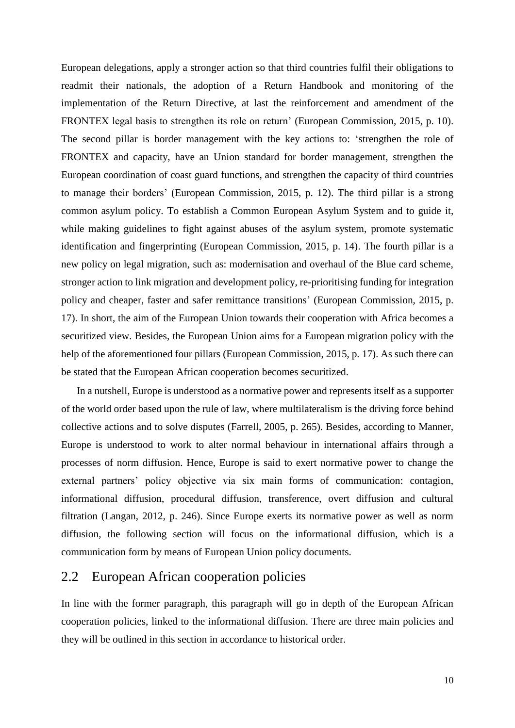European delegations, apply a stronger action so that third countries fulfil their obligations to readmit their nationals, the adoption of a Return Handbook and monitoring of the implementation of the Return Directive, at last the reinforcement and amendment of the FRONTEX legal basis to strengthen its role on return' (European Commission, 2015, p. 10). The second pillar is border management with the key actions to: 'strengthen the role of FRONTEX and capacity, have an Union standard for border management, strengthen the European coordination of coast guard functions, and strengthen the capacity of third countries to manage their borders' (European Commission, 2015, p. 12). The third pillar is a strong common asylum policy. To establish a Common European Asylum System and to guide it, while making guidelines to fight against abuses of the asylum system, promote systematic identification and fingerprinting (European Commission, 2015, p. 14). The fourth pillar is a new policy on legal migration, such as: modernisation and overhaul of the Blue card scheme, stronger action to link migration and development policy, re-prioritising funding for integration policy and cheaper, faster and safer remittance transitions' (European Commission, 2015, p. 17). In short, the aim of the European Union towards their cooperation with Africa becomes a securitized view. Besides, the European Union aims for a European migration policy with the help of the aforementioned four pillars (European Commission, 2015, p. 17). As such there can be stated that the European African cooperation becomes securitized.

In a nutshell, Europe is understood as a normative power and represents itself as a supporter of the world order based upon the rule of law, where multilateralism is the driving force behind collective actions and to solve disputes (Farrell, 2005, p. 265). Besides, according to Manner, Europe is understood to work to alter normal behaviour in international affairs through a processes of norm diffusion. Hence, Europe is said to exert normative power to change the external partners' policy objective via six main forms of communication: contagion, informational diffusion, procedural diffusion, transference, overt diffusion and cultural filtration (Langan, 2012, p. 246). Since Europe exerts its normative power as well as norm diffusion, the following section will focus on the informational diffusion, which is a communication form by means of European Union policy documents.

## 2.2 European African cooperation policies

In line with the former paragraph, this paragraph will go in depth of the European African cooperation policies, linked to the informational diffusion. There are three main policies and they will be outlined in this section in accordance to historical order.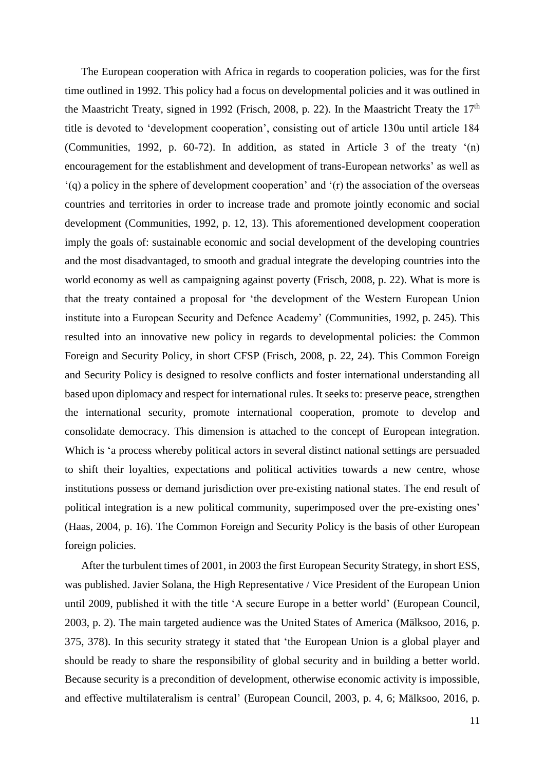The European cooperation with Africa in regards to cooperation policies, was for the first time outlined in 1992. This policy had a focus on developmental policies and it was outlined in the Maastricht Treaty, signed in 1992 (Frisch, 2008, p. 22). In the Maastricht Treaty the 17th title is devoted to 'development cooperation', consisting out of article 130u until article 184 (Communities, 1992, p. 60-72). In addition, as stated in Article 3 of the treaty '(n) encouragement for the establishment and development of trans-European networks' as well as '(q) a policy in the sphere of development cooperation' and '(r) the association of the overseas countries and territories in order to increase trade and promote jointly economic and social development (Communities, 1992, p. 12, 13). This aforementioned development cooperation imply the goals of: sustainable economic and social development of the developing countries and the most disadvantaged, to smooth and gradual integrate the developing countries into the world economy as well as campaigning against poverty (Frisch, 2008, p. 22). What is more is that the treaty contained a proposal for 'the development of the Western European Union institute into a European Security and Defence Academy' (Communities, 1992, p. 245). This resulted into an innovative new policy in regards to developmental policies: the Common Foreign and Security Policy, in short CFSP (Frisch, 2008, p. 22, 24). This Common Foreign and Security Policy is designed to resolve conflicts and foster international understanding all based upon diplomacy and respect for international rules. It seeks to: preserve peace, strengthen the international security, promote international cooperation, promote to develop and consolidate democracy. This dimension is attached to the concept of European integration. Which is 'a process whereby political actors in several distinct national settings are persuaded to shift their loyalties, expectations and political activities towards a new centre, whose institutions possess or demand jurisdiction over pre-existing national states. The end result of political integration is a new political community, superimposed over the pre-existing ones' (Haas, 2004, p. 16). The Common Foreign and Security Policy is the basis of other European foreign policies.

After the turbulent times of 2001, in 2003 the first European Security Strategy, in short ESS, was published. Javier Solana, the High Representative / Vice President of the European Union until 2009, published it with the title 'A secure Europe in a better world' (European Council, 2003, p. 2). The main targeted audience was the United States of America (Mälksoo, 2016, p. 375, 378). In this security strategy it stated that 'the European Union is a global player and should be ready to share the responsibility of global security and in building a better world. Because security is a precondition of development, otherwise economic activity is impossible, and effective multilateralism is central' (European Council, 2003, p. 4, 6; Mälksoo, 2016, p.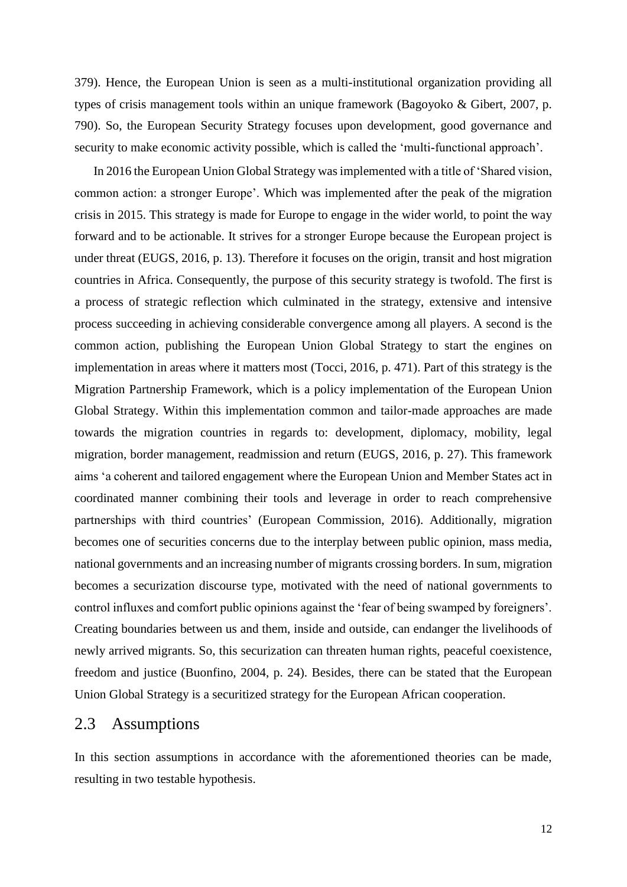379). Hence, the European Union is seen as a multi-institutional organization providing all types of crisis management tools within an unique framework (Bagoyoko & Gibert, 2007, p. 790). So, the European Security Strategy focuses upon development, good governance and security to make economic activity possible, which is called the 'multi-functional approach'.

In 2016 the European Union Global Strategy was implemented with a title of 'Shared vision, common action: a stronger Europe'. Which was implemented after the peak of the migration crisis in 2015. This strategy is made for Europe to engage in the wider world, to point the way forward and to be actionable. It strives for a stronger Europe because the European project is under threat (EUGS, 2016, p. 13). Therefore it focuses on the origin, transit and host migration countries in Africa. Consequently, the purpose of this security strategy is twofold. The first is a process of strategic reflection which culminated in the strategy, extensive and intensive process succeeding in achieving considerable convergence among all players. A second is the common action, publishing the European Union Global Strategy to start the engines on implementation in areas where it matters most (Tocci, 2016, p. 471). Part of this strategy is the Migration Partnership Framework, which is a policy implementation of the European Union Global Strategy. Within this implementation common and tailor-made approaches are made towards the migration countries in regards to: development, diplomacy, mobility, legal migration, border management, readmission and return (EUGS, 2016, p. 27). This framework aims 'a coherent and tailored engagement where the European Union and Member States act in coordinated manner combining their tools and leverage in order to reach comprehensive partnerships with third countries' (European Commission, 2016). Additionally, migration becomes one of securities concerns due to the interplay between public opinion, mass media, national governments and an increasing number of migrants crossing borders. In sum, migration becomes a securization discourse type, motivated with the need of national governments to control influxes and comfort public opinions against the 'fear of being swamped by foreigners'. Creating boundaries between us and them, inside and outside, can endanger the livelihoods of newly arrived migrants. So, this securization can threaten human rights, peaceful coexistence, freedom and justice (Buonfino, 2004, p. 24). Besides, there can be stated that the European Union Global Strategy is a securitized strategy for the European African cooperation.

## 2.3 Assumptions

In this section assumptions in accordance with the aforementioned theories can be made, resulting in two testable hypothesis.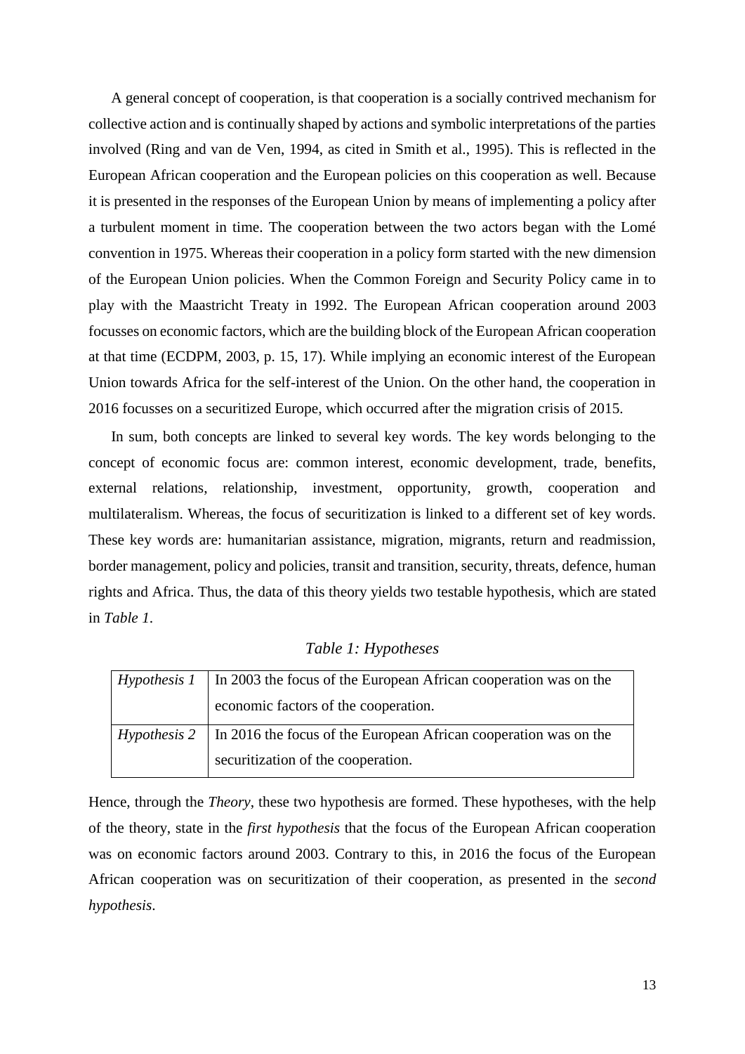A general concept of cooperation, is that cooperation is a socially contrived mechanism for collective action and is continually shaped by actions and symbolic interpretations of the parties involved (Ring and van de Ven, 1994, as cited in Smith et al., 1995). This is reflected in the European African cooperation and the European policies on this cooperation as well. Because it is presented in the responses of the European Union by means of implementing a policy after a turbulent moment in time. The cooperation between the two actors began with the Lomé convention in 1975. Whereas their cooperation in a policy form started with the new dimension of the European Union policies. When the Common Foreign and Security Policy came in to play with the Maastricht Treaty in 1992. The European African cooperation around 2003 focusses on economic factors, which are the building block of the European African cooperation at that time (ECDPM, 2003, p. 15, 17). While implying an economic interest of the European Union towards Africa for the self-interest of the Union. On the other hand, the cooperation in 2016 focusses on a securitized Europe, which occurred after the migration crisis of 2015.

In sum, both concepts are linked to several key words. The key words belonging to the concept of economic focus are: common interest, economic development, trade, benefits, external relations, relationship, investment, opportunity, growth, cooperation and multilateralism. Whereas, the focus of securitization is linked to a different set of key words. These key words are: humanitarian assistance, migration, migrants, return and readmission, border management, policy and policies, transit and transition, security, threats, defence, human rights and Africa. Thus, the data of this theory yields two testable hypothesis, which are stated in *Table 1*.

*Table 1: Hypotheses*

| | |
|---|---|
| *Hypothesis 1* | In 2003 the focus of the European African cooperation was on the economic factors of the cooperation. |
| *Hypothesis 2* | In 2016 the focus of the European African cooperation was on the securitization of the cooperation. |

Hence, through the *Theory*, these two hypothesis are formed. These hypotheses, with the help of the theory, state in the *first hypothesis* that the focus of the European African cooperation was on economic factors around 2003. Contrary to this, in 2016 the focus of the European African cooperation was on securitization of their cooperation, as presented in the *second hypothesis*.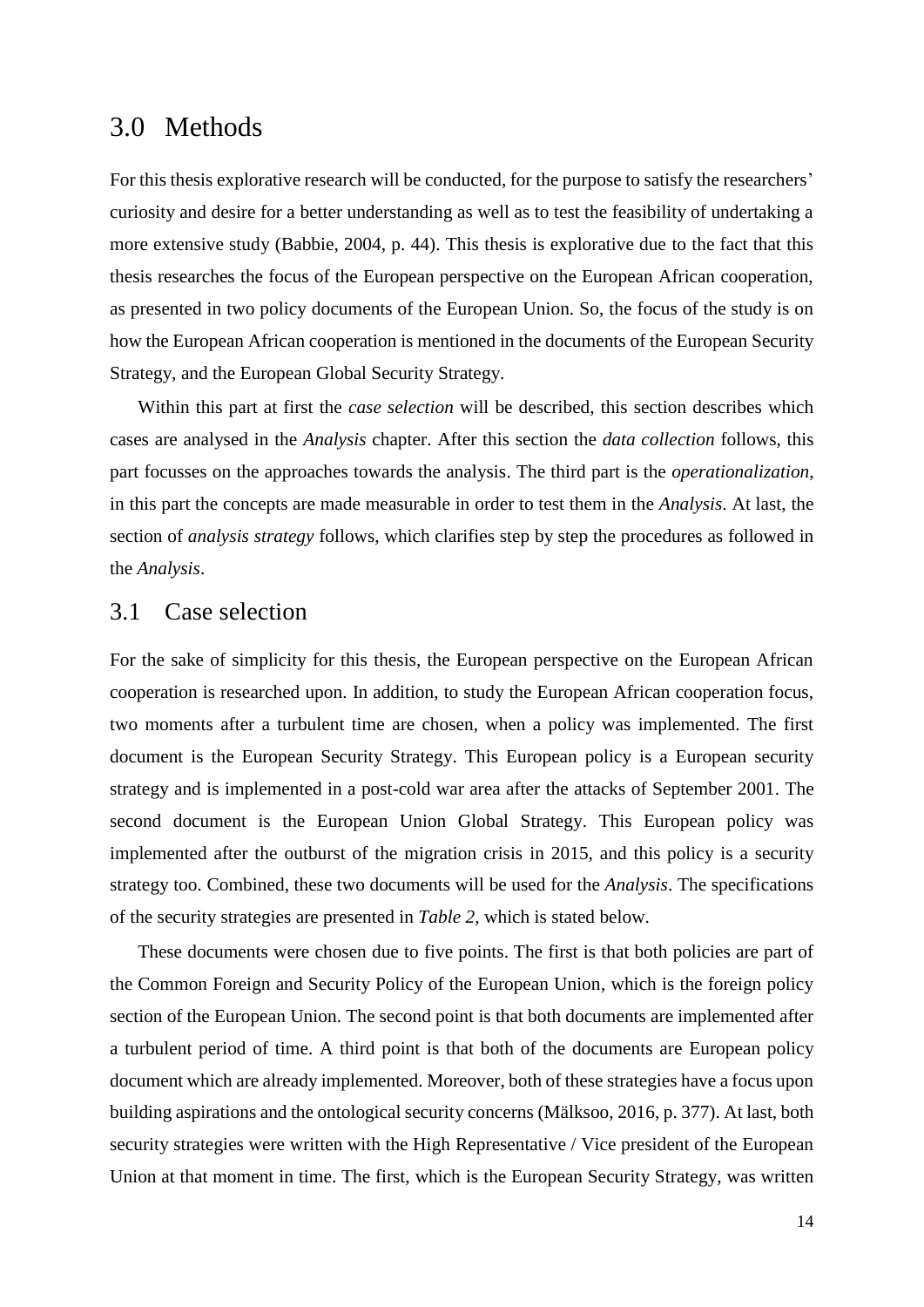# 3.0 Methods

For this thesis explorative research will be conducted, for the purpose to satisfy the researchers' curiosity and desire for a better understanding as well as to test the feasibility of undertaking a more extensive study (Babbie, 2004, p. 44). This thesis is explorative due to the fact that this thesis researches the focus of the European perspective on the European African cooperation, as presented in two policy documents of the European Union. So, the focus of the study is on how the European African cooperation is mentioned in the documents of the European Security Strategy, and the European Global Security Strategy.

Within this part at first the *case selection* will be described, this section describes which cases are analysed in the *Analysis* chapter. After this section the *data collection* follows, this part focusses on the approaches towards the analysis. The third part is the *operationalization*, in this part the concepts are made measurable in order to test them in the *Analysis*. At last, the section of *analysis strategy* follows, which clarifies step by step the procedures as followed in the *Analysis*.

## 3.1 Case selection

For the sake of simplicity for this thesis, the European perspective on the European African cooperation is researched upon. In addition, to study the European African cooperation focus, two moments after a turbulent time are chosen, when a policy was implemented. The first document is the European Security Strategy. This European policy is a European security strategy and is implemented in a post-cold war area after the attacks of September 2001. The second document is the European Union Global Strategy. This European policy was implemented after the outburst of the migration crisis in 2015, and this policy is a security strategy too. Combined, these two documents will be used for the *Analysis*. The specifications of the security strategies are presented in *Table 2*, which is stated below.

These documents were chosen due to five points. The first is that both policies are part of the Common Foreign and Security Policy of the European Union, which is the foreign policy section of the European Union. The second point is that both documents are implemented after a turbulent period of time. A third point is that both of the documents are European policy document which are already implemented. Moreover, both of these strategies have a focus upon building aspirations and the ontological security concerns (Mälksoo, 2016, p. 377). At last, both security strategies were written with the High Representative / Vice president of the European Union at that moment in time. The first, which is the European Security Strategy, was written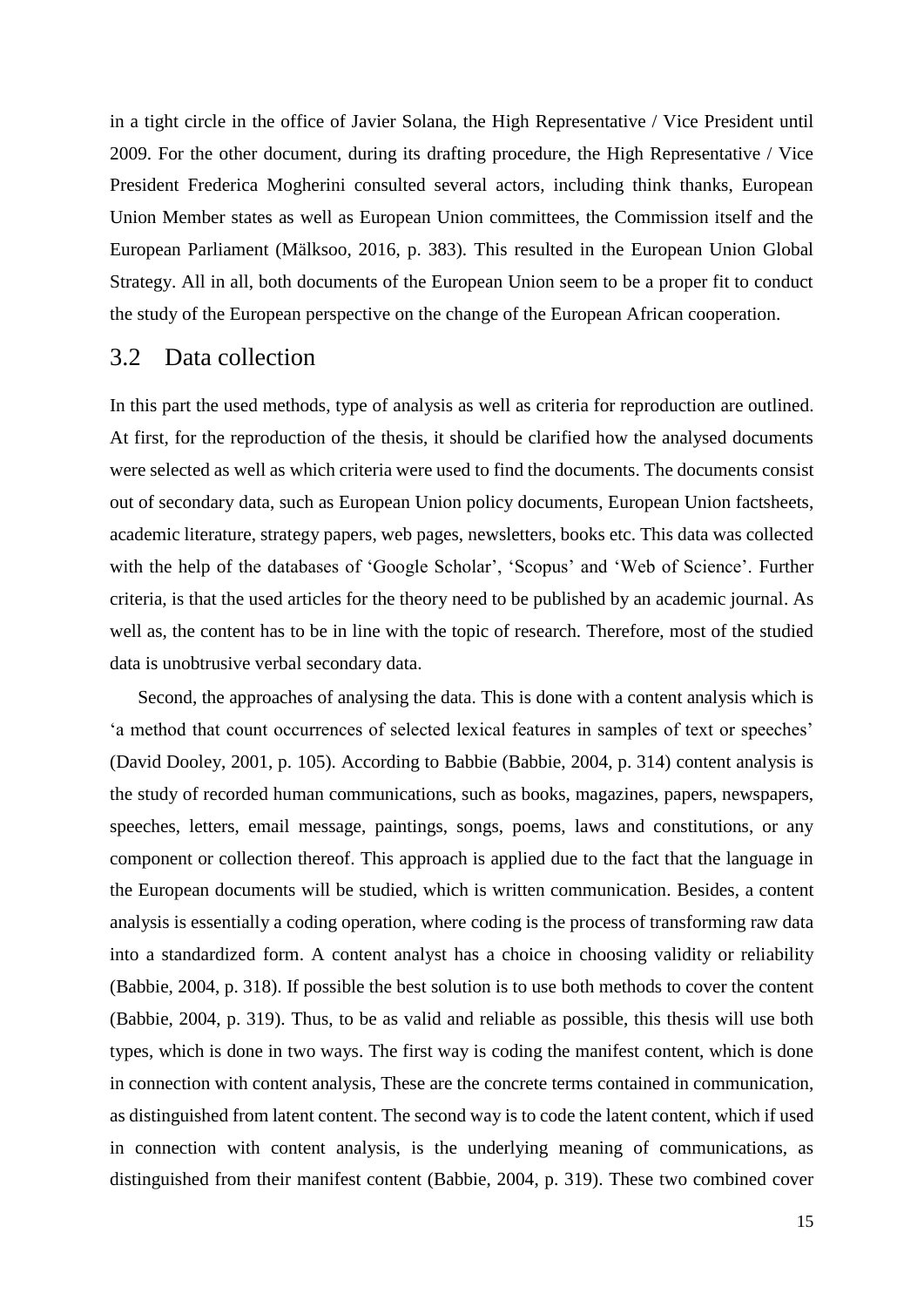in a tight circle in the office of Javier Solana, the High Representative / Vice President until 2009. For the other document, during its drafting procedure, the High Representative / Vice President Frederica Mogherini consulted several actors, including think thanks, European Union Member states as well as European Union committees, the Commission itself and the European Parliament (Mälksoo, 2016, p. 383). This resulted in the European Union Global Strategy. All in all, both documents of the European Union seem to be a proper fit to conduct the study of the European perspective on the change of the European African cooperation.

## 3.2 Data collection

In this part the used methods, type of analysis as well as criteria for reproduction are outlined. At first, for the reproduction of the thesis, it should be clarified how the analysed documents were selected as well as which criteria were used to find the documents. The documents consist out of secondary data, such as European Union policy documents, European Union factsheets, academic literature, strategy papers, web pages, newsletters, books etc. This data was collected with the help of the databases of 'Google Scholar', 'Scopus' and 'Web of Science'. Further criteria, is that the used articles for the theory need to be published by an academic journal. As well as, the content has to be in line with the topic of research. Therefore, most of the studied data is unobtrusive verbal secondary data.

Second, the approaches of analysing the data. This is done with a content analysis which is 'a method that count occurrences of selected lexical features in samples of text or speeches' (David Dooley, 2001, p. 105). According to Babbie (Babbie, 2004, p. 314) content analysis is the study of recorded human communications, such as books, magazines, papers, newspapers, speeches, letters, email message, paintings, songs, poems, laws and constitutions, or any component or collection thereof. This approach is applied due to the fact that the language in the European documents will be studied, which is written communication. Besides, a content analysis is essentially a coding operation, where coding is the process of transforming raw data into a standardized form. A content analyst has a choice in choosing validity or reliability (Babbie, 2004, p. 318). If possible the best solution is to use both methods to cover the content (Babbie, 2004, p. 319). Thus, to be as valid and reliable as possible, this thesis will use both types, which is done in two ways. The first way is coding the manifest content, which is done in connection with content analysis, These are the concrete terms contained in communication, as distinguished from latent content. The second way is to code the latent content, which if used in connection with content analysis, is the underlying meaning of communications, as distinguished from their manifest content (Babbie, 2004, p. 319). These two combined cover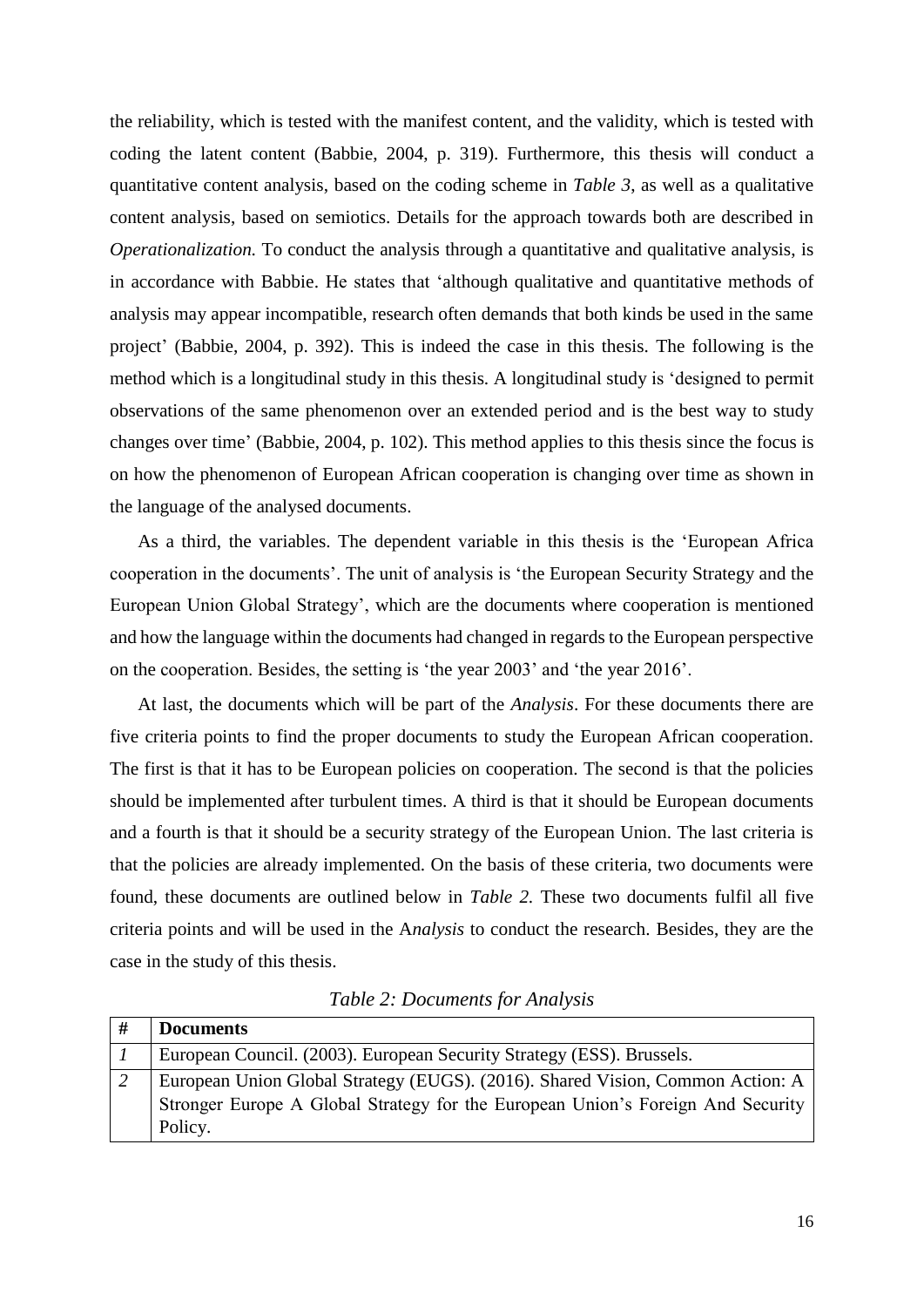the reliability, which is tested with the manifest content, and the validity, which is tested with coding the latent content (Babbie, 2004, p. 319). Furthermore, this thesis will conduct a quantitative content analysis, based on the coding scheme in *Table 3*, as well as a qualitative content analysis, based on semiotics. Details for the approach towards both are described in *Operationalization.* To conduct the analysis through a quantitative and qualitative analysis, is in accordance with Babbie. He states that 'although qualitative and quantitative methods of analysis may appear incompatible, research often demands that both kinds be used in the same project' (Babbie, 2004, p. 392). This is indeed the case in this thesis. The following is the method which is a longitudinal study in this thesis. A longitudinal study is 'designed to permit observations of the same phenomenon over an extended period and is the best way to study changes over time' (Babbie, 2004, p. 102). This method applies to this thesis since the focus is on how the phenomenon of European African cooperation is changing over time as shown in the language of the analysed documents.

As a third, the variables. The dependent variable in this thesis is the 'European Africa cooperation in the documents'. The unit of analysis is 'the European Security Strategy and the European Union Global Strategy', which are the documents where cooperation is mentioned and how the language within the documents had changed in regards to the European perspective on the cooperation. Besides, the setting is 'the year 2003' and 'the year 2016'.

At last, the documents which will be part of the *Analysis*. For these documents there are five criteria points to find the proper documents to study the European African cooperation. The first is that it has to be European policies on cooperation. The second is that the policies should be implemented after turbulent times. A third is that it should be European documents and a fourth is that it should be a security strategy of the European Union. The last criteria is that the policies are already implemented. On the basis of these criteria, two documents were found, these documents are outlined below in *Table 2.* These two documents fulfil all five criteria points and will be used in the A*nalysis* to conduct the research. Besides, they are the case in the study of this thesis.

*Table 2: Documents for Analysis*

| # | Documents |
|---|---|
| *1* | European Council. (2003). European Security Strategy (ESS). Brussels. |
| *2* | European Union Global Strategy (EUGS). (2016). Shared Vision, Common Action: A Stronger Europe A Global Strategy for the European Union's Foreign And Security Policy. |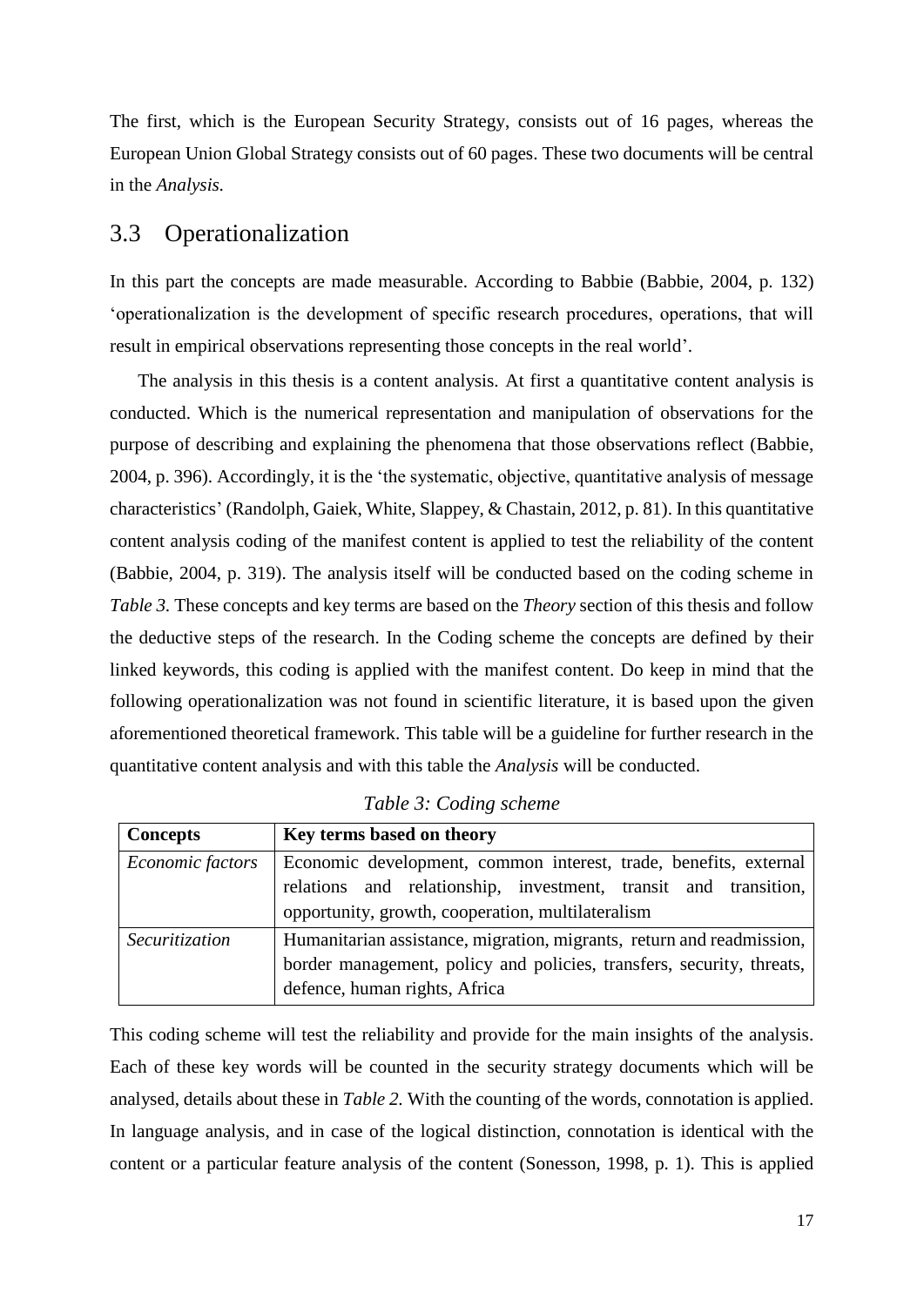The first, which is the European Security Strategy, consists out of 16 pages, whereas the European Union Global Strategy consists out of 60 pages. These two documents will be central in the *Analysis.*

## 3.3 Operationalization

In this part the concepts are made measurable. According to Babbie (Babbie, 2004, p. 132) 'operationalization is the development of specific research procedures, operations, that will result in empirical observations representing those concepts in the real world'.

The analysis in this thesis is a content analysis. At first a quantitative content analysis is conducted. Which is the numerical representation and manipulation of observations for the purpose of describing and explaining the phenomena that those observations reflect (Babbie, 2004, p. 396). Accordingly, it is the 'the systematic, objective, quantitative analysis of message characteristics' (Randolph, Gaiek, White, Slappey, & Chastain, 2012, p. 81). In this quantitative content analysis coding of the manifest content is applied to test the reliability of the content (Babbie, 2004, p. 319). The analysis itself will be conducted based on the coding scheme in *Table 3.* These concepts and key terms are based on the *Theory* section of this thesis and follow the deductive steps of the research. In the Coding scheme the concepts are defined by their linked keywords, this coding is applied with the manifest content. Do keep in mind that the following operationalization was not found in scientific literature, it is based upon the given aforementioned theoretical framework. This table will be a guideline for further research in the quantitative content analysis and with this table the *Analysis* will be conducted.

*Table 3: Coding scheme*

| **Concepts** | **Key terms based on theory** |
|---|---|
| *Economic factors* | Economic development, common interest, trade, benefits, external relations and relationship, investment, transit and transition, opportunity, growth, cooperation, multilateralism |
| *Securitization* | Humanitarian assistance, migration, migrants, return and readmission, border management, policy and policies, transfers, security, threats, defence, human rights, Africa |

This coding scheme will test the reliability and provide for the main insights of the analysis. Each of these key words will be counted in the security strategy documents which will be analysed, details about these in *Table 2.* With the counting of the words, connotation is applied. In language analysis, and in case of the logical distinction, connotation is identical with the content or a particular feature analysis of the content (Sonesson, 1998, p. 1). This is applied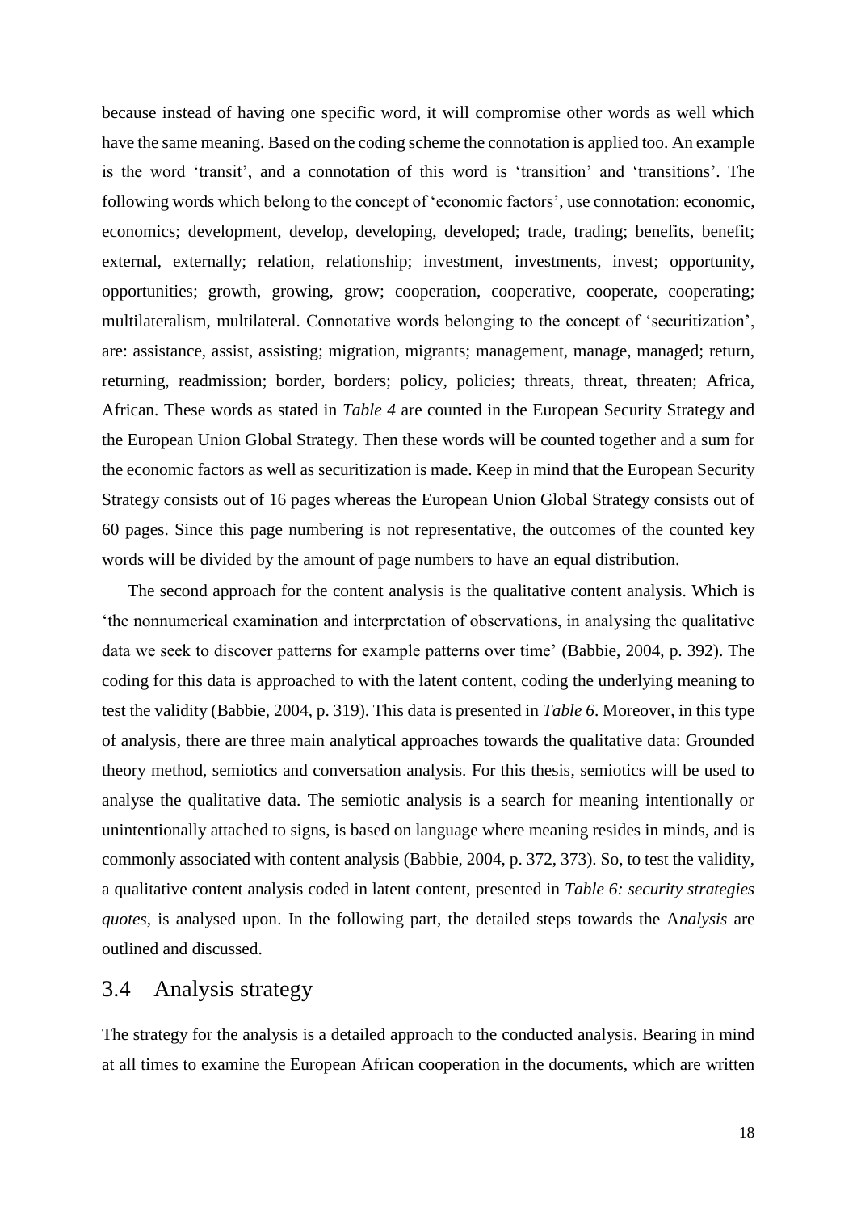because instead of having one specific word, it will compromise other words as well which have the same meaning. Based on the coding scheme the connotation is applied too. An example is the word 'transit', and a connotation of this word is 'transition' and 'transitions'. The following words which belong to the concept of 'economic factors', use connotation: economic, economics; development, develop, developing, developed; trade, trading; benefits, benefit; external, externally; relation, relationship; investment, investments, invest; opportunity, opportunities; growth, growing, grow; cooperation, cooperative, cooperate, cooperating; multilateralism, multilateral. Connotative words belonging to the concept of 'securitization', are: assistance, assist, assisting; migration, migrants; management, manage, managed; return, returning, readmission; border, borders; policy, policies; threats, threat, threaten; Africa, African. These words as stated in *Table 4* are counted in the European Security Strategy and the European Union Global Strategy. Then these words will be counted together and a sum for the economic factors as well as securitization is made. Keep in mind that the European Security Strategy consists out of 16 pages whereas the European Union Global Strategy consists out of 60 pages. Since this page numbering is not representative, the outcomes of the counted key words will be divided by the amount of page numbers to have an equal distribution.

The second approach for the content analysis is the qualitative content analysis. Which is 'the nonnumerical examination and interpretation of observations, in analysing the qualitative data we seek to discover patterns for example patterns over time' (Babbie, 2004, p. 392). The coding for this data is approached to with the latent content, coding the underlying meaning to test the validity (Babbie, 2004, p. 319). This data is presented in *Table 6*. Moreover, in this type of analysis, there are three main analytical approaches towards the qualitative data: Grounded theory method, semiotics and conversation analysis. For this thesis, semiotics will be used to analyse the qualitative data. The semiotic analysis is a search for meaning intentionally or unintentionally attached to signs, is based on language where meaning resides in minds, and is commonly associated with content analysis (Babbie, 2004, p. 372, 373). So, to test the validity, a qualitative content analysis coded in latent content, presented in *Table 6: security strategies quotes*, is analysed upon. In the following part, the detailed steps towards the A*nalysis* are outlined and discussed.

## 3.4 Analysis strategy

The strategy for the analysis is a detailed approach to the conducted analysis. Bearing in mind at all times to examine the European African cooperation in the documents, which are written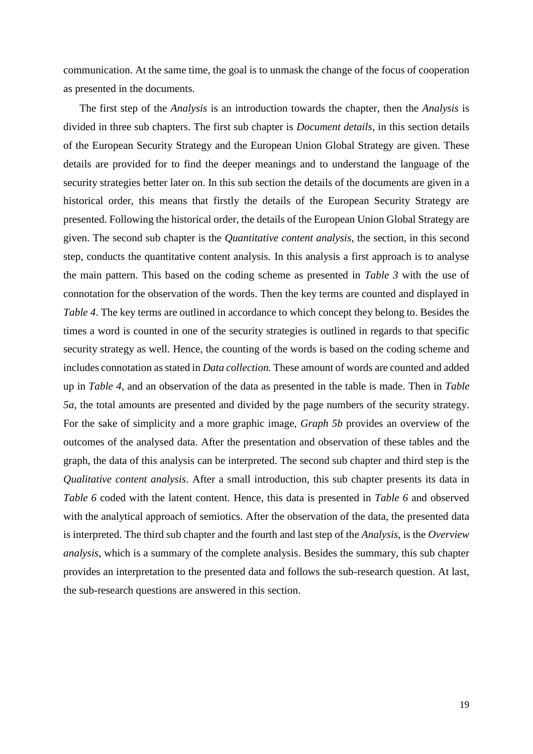communication. At the same time, the goal is to unmask the change of the focus of cooperation as presented in the documents.

The first step of the *Analysis* is an introduction towards the chapter, then the *Analysis* is divided in three sub chapters. The first sub chapter is *Document details*, in this section details of the European Security Strategy and the European Union Global Strategy are given. These details are provided for to find the deeper meanings and to understand the language of the security strategies better later on. In this sub section the details of the documents are given in a historical order, this means that firstly the details of the European Security Strategy are presented. Following the historical order, the details of the European Union Global Strategy are given. The second sub chapter is the *Quantitative content analysis*, the section, in this second step, conducts the quantitative content analysis. In this analysis a first approach is to analyse the main pattern. This based on the coding scheme as presented in *Table 3* with the use of connotation for the observation of the words. Then the key terms are counted and displayed in *Table 4*. The key terms are outlined in accordance to which concept they belong to. Besides the times a word is counted in one of the security strategies is outlined in regards to that specific security strategy as well. Hence, the counting of the words is based on the coding scheme and includes connotation as stated in *Data collection.* These amount of words are counted and added up in *Table 4*, and an observation of the data as presented in the table is made. Then in *Table 5a,* the total amounts are presented and divided by the page numbers of the security strategy. For the sake of simplicity and a more graphic image, *Graph 5b* provides an overview of the outcomes of the analysed data. After the presentation and observation of these tables and the graph, the data of this analysis can be interpreted. The second sub chapter and third step is the *Qualitative content analysis*. After a small introduction, this sub chapter presents its data in *Table 6* coded with the latent content. Hence, this data is presented in *Table 6* and observed with the analytical approach of semiotics. After the observation of the data, the presented data is interpreted. The third sub chapter and the fourth and last step of the *Analysis*, is the *Overview analysis*, which is a summary of the complete analysis. Besides the summary, this sub chapter provides an interpretation to the presented data and follows the sub-research question. At last, the sub-research questions are answered in this section.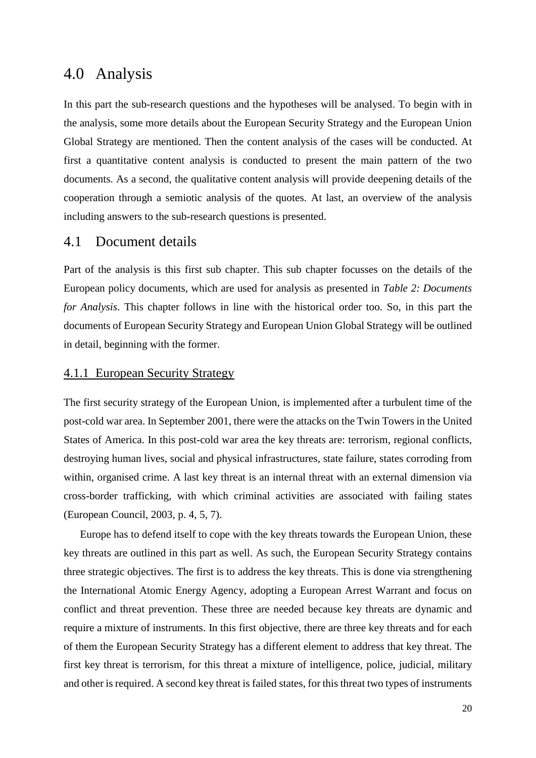# 4.0 Analysis

In this part the sub-research questions and the hypotheses will be analysed. To begin with in the analysis, some more details about the European Security Strategy and the European Union Global Strategy are mentioned. Then the content analysis of the cases will be conducted. At first a quantitative content analysis is conducted to present the main pattern of the two documents. As a second, the qualitative content analysis will provide deepening details of the cooperation through a semiotic analysis of the quotes. At last, an overview of the analysis including answers to the sub-research questions is presented.

## 4.1 Document details

Part of the analysis is this first sub chapter. This sub chapter focusses on the details of the European policy documents, which are used for analysis as presented in *Table 2: Documents for Analysis*. This chapter follows in line with the historical order too. So, in this part the documents of European Security Strategy and European Union Global Strategy will be outlined in detail, beginning with the former.

### 4.1.1 European Security Strategy

The first security strategy of the European Union, is implemented after a turbulent time of the post-cold war area. In September 2001, there were the attacks on the Twin Towers in the United States of America. In this post-cold war area the key threats are: terrorism, regional conflicts, destroying human lives, social and physical infrastructures, state failure, states corroding from within, organised crime. A last key threat is an internal threat with an external dimension via cross-border trafficking, with which criminal activities are associated with failing states (European Council, 2003, p. 4, 5, 7).

Europe has to defend itself to cope with the key threats towards the European Union, these key threats are outlined in this part as well. As such, the European Security Strategy contains three strategic objectives. The first is to address the key threats. This is done via strengthening the International Atomic Energy Agency, adopting a European Arrest Warrant and focus on conflict and threat prevention. These three are needed because key threats are dynamic and require a mixture of instruments. In this first objective, there are three key threats and for each of them the European Security Strategy has a different element to address that key threat. The first key threat is terrorism, for this threat a mixture of intelligence, police, judicial, military and other is required. A second key threat is failed states, for this threat two types of instruments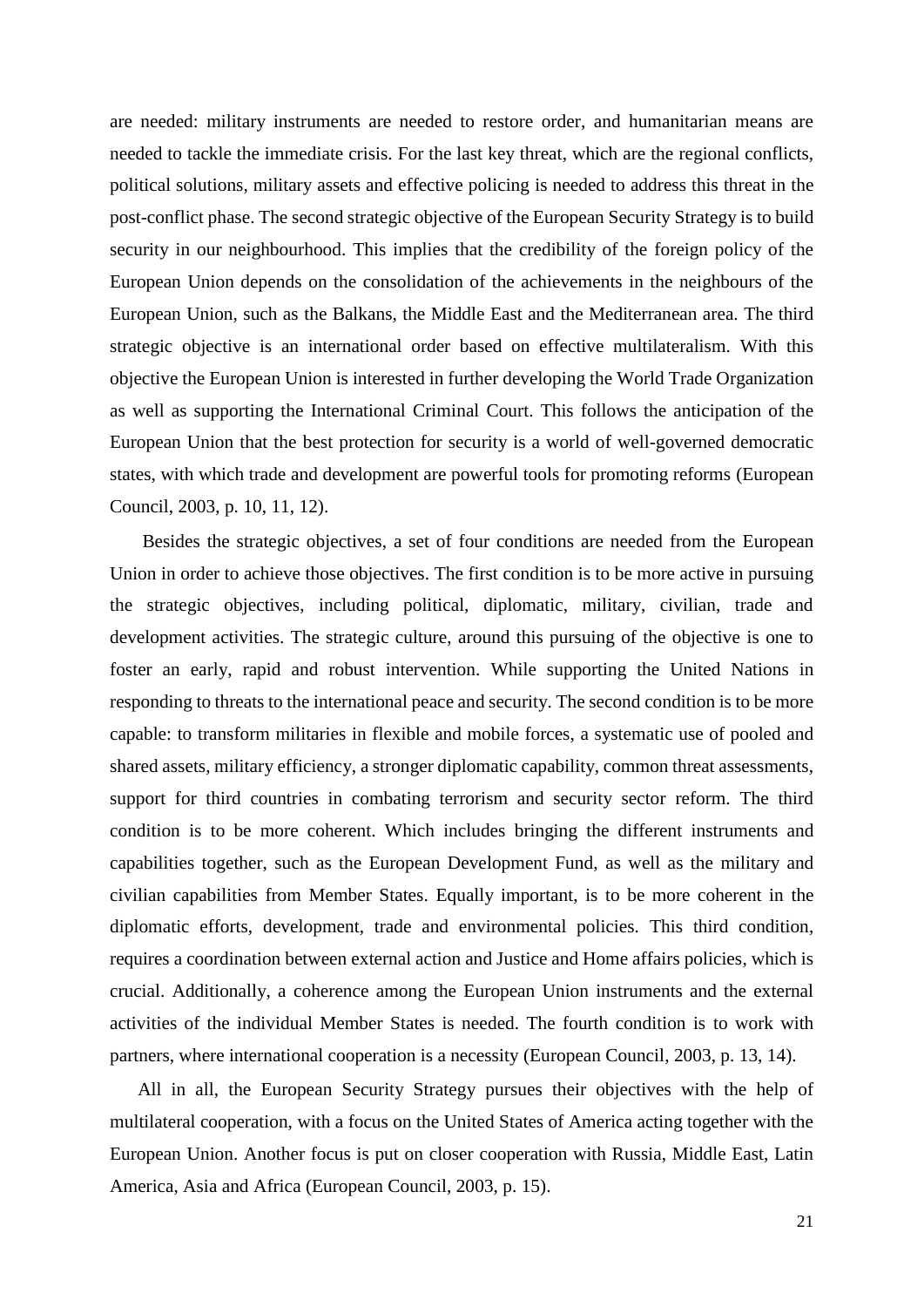are needed: military instruments are needed to restore order, and humanitarian means are needed to tackle the immediate crisis. For the last key threat, which are the regional conflicts, political solutions, military assets and effective policing is needed to address this threat in the post-conflict phase. The second strategic objective of the European Security Strategy is to build security in our neighbourhood. This implies that the credibility of the foreign policy of the European Union depends on the consolidation of the achievements in the neighbours of the European Union, such as the Balkans, the Middle East and the Mediterranean area. The third strategic objective is an international order based on effective multilateralism. With this objective the European Union is interested in further developing the World Trade Organization as well as supporting the International Criminal Court. This follows the anticipation of the European Union that the best protection for security is a world of well-governed democratic states, with which trade and development are powerful tools for promoting reforms (European Council, 2003, p. 10, 11, 12).

Besides the strategic objectives, a set of four conditions are needed from the European Union in order to achieve those objectives. The first condition is to be more active in pursuing the strategic objectives, including political, diplomatic, military, civilian, trade and development activities. The strategic culture, around this pursuing of the objective is one to foster an early, rapid and robust intervention. While supporting the United Nations in responding to threats to the international peace and security. The second condition is to be more capable: to transform militaries in flexible and mobile forces, a systematic use of pooled and shared assets, military efficiency, a stronger diplomatic capability, common threat assessments, support for third countries in combating terrorism and security sector reform. The third condition is to be more coherent. Which includes bringing the different instruments and capabilities together, such as the European Development Fund, as well as the military and civilian capabilities from Member States. Equally important, is to be more coherent in the diplomatic efforts, development, trade and environmental policies. This third condition, requires a coordination between external action and Justice and Home affairs policies, which is crucial. Additionally, a coherence among the European Union instruments and the external activities of the individual Member States is needed. The fourth condition is to work with partners, where international cooperation is a necessity (European Council, 2003, p. 13, 14).

All in all, the European Security Strategy pursues their objectives with the help of multilateral cooperation, with a focus on the United States of America acting together with the European Union. Another focus is put on closer cooperation with Russia, Middle East, Latin America, Asia and Africa (European Council, 2003, p. 15).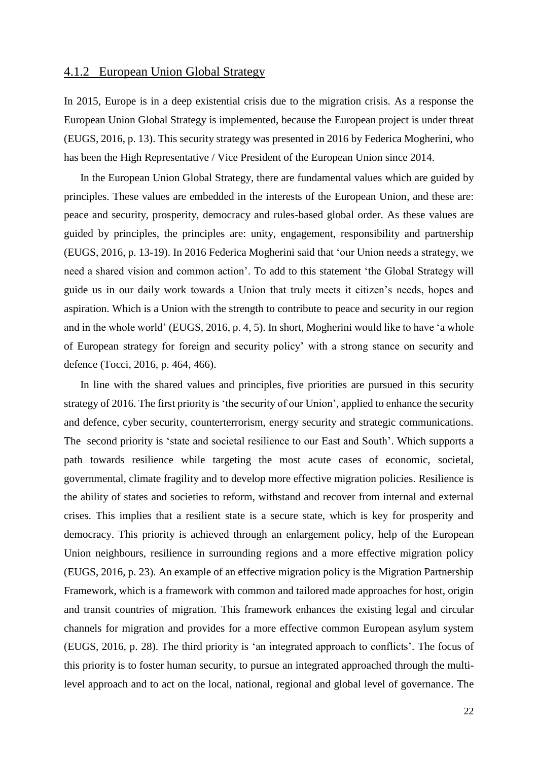### 4.1.2 European Union Global Strategy

In 2015, Europe is in a deep existential crisis due to the migration crisis. As a response the European Union Global Strategy is implemented, because the European project is under threat (EUGS, 2016, p. 13). This security strategy was presented in 2016 by Federica Mogherini, who has been the High Representative / Vice President of the European Union since 2014.

In the European Union Global Strategy, there are fundamental values which are guided by principles. These values are embedded in the interests of the European Union, and these are: peace and security, prosperity, democracy and rules-based global order. As these values are guided by principles, the principles are: unity, engagement, responsibility and partnership (EUGS, 2016, p. 13-19). In 2016 Federica Mogherini said that 'our Union needs a strategy, we need a shared vision and common action'. To add to this statement 'the Global Strategy will guide us in our daily work towards a Union that truly meets it citizen's needs, hopes and aspiration. Which is a Union with the strength to contribute to peace and security in our region and in the whole world' (EUGS, 2016, p. 4, 5). In short, Mogherini would like to have 'a whole of European strategy for foreign and security policy' with a strong stance on security and defence (Tocci, 2016, p. 464, 466).

In line with the shared values and principles, five priorities are pursued in this security strategy of 2016. The first priority is 'the security of our Union', applied to enhance the security and defence, cyber security, counterterrorism, energy security and strategic communications. The second priority is 'state and societal resilience to our East and South'. Which supports a path towards resilience while targeting the most acute cases of economic, societal, governmental, climate fragility and to develop more effective migration policies. Resilience is the ability of states and societies to reform, withstand and recover from internal and external crises. This implies that a resilient state is a secure state, which is key for prosperity and democracy. This priority is achieved through an enlargement policy, help of the European Union neighbours, resilience in surrounding regions and a more effective migration policy (EUGS, 2016, p. 23). An example of an effective migration policy is the Migration Partnership Framework, which is a framework with common and tailored made approaches for host, origin and transit countries of migration. This framework enhances the existing legal and circular channels for migration and provides for a more effective common European asylum system (EUGS, 2016, p. 28). The third priority is 'an integrated approach to conflicts'. The focus of this priority is to foster human security, to pursue an integrated approached through the multi-level approach and to act on the local, national, regional and global level of governance. The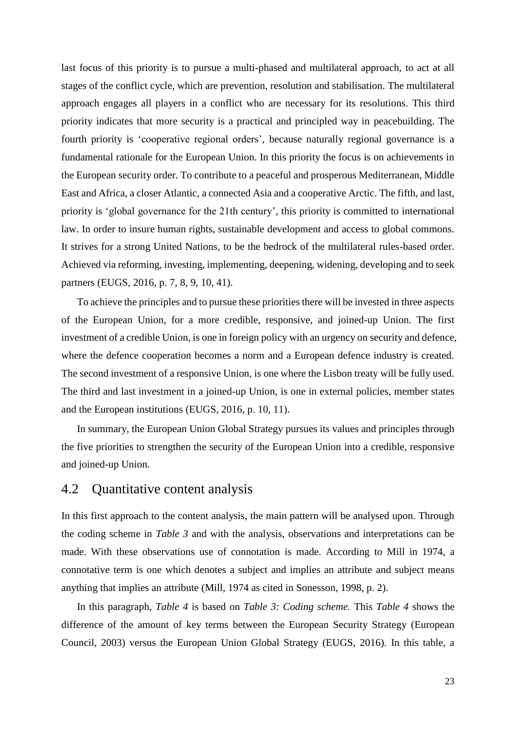last focus of this priority is to pursue a multi-phased and multilateral approach, to act at all stages of the conflict cycle, which are prevention, resolution and stabilisation. The multilateral approach engages all players in a conflict who are necessary for its resolutions. This third priority indicates that more security is a practical and principled way in peacebuilding. The fourth priority is 'cooperative regional orders', because naturally regional governance is a fundamental rationale for the European Union. In this priority the focus is on achievements in the European security order. To contribute to a peaceful and prosperous Mediterranean, Middle East and Africa, a closer Atlantic, a connected Asia and a cooperative Arctic. The fifth, and last, priority is 'global governance for the 21th century', this priority is committed to international law. In order to insure human rights, sustainable development and access to global commons. It strives for a strong United Nations, to be the bedrock of the multilateral rules-based order. Achieved via reforming, investing, implementing, deepening, widening, developing and to seek partners (EUGS, 2016, p. 7, 8, 9, 10, 41).

To achieve the principles and to pursue these priorities there will be invested in three aspects of the European Union, for a more credible, responsive, and joined-up Union. The first investment of a credible Union, is one in foreign policy with an urgency on security and defence, where the defence cooperation becomes a norm and a European defence industry is created. The second investment of a responsive Union, is one where the Lisbon treaty will be fully used. The third and last investment in a joined-up Union, is one in external policies, member states and the European institutions (EUGS, 2016, p. 10, 11).

In summary, the European Union Global Strategy pursues its values and principles through the five priorities to strengthen the security of the European Union into a credible, responsive and joined-up Union.

## 4.2 Quantitative content analysis

In this first approach to the content analysis, the main pattern will be analysed upon. Through the coding scheme in *Table 3* and with the analysis, observations and interpretations can be made. With these observations use of connotation is made. According to Mill in 1974, a connotative term is one which denotes a subject and implies an attribute and subject means anything that implies an attribute (Mill, 1974 as cited in Sonesson, 1998, p. 2).

In this paragraph, *Table 4* is based on *Table 3: Coding scheme.* This *Table 4* shows the difference of the amount of key terms between the European Security Strategy (European Council, 2003) versus the European Union Global Strategy (EUGS, 2016). In this table, a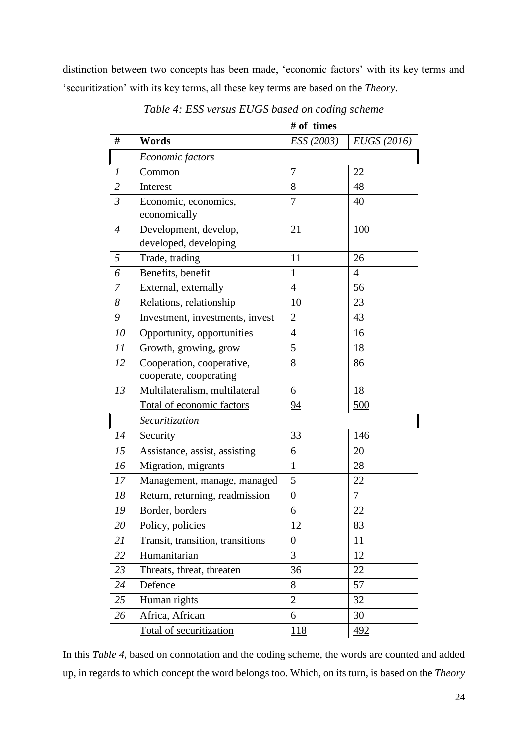distinction between two concepts has been made, 'economic factors' with its key terms and 'securitization' with its key terms, all these key terms are based on the *Theory*.

*Table 4: ESS versus EUGS based on coding scheme*

| | | # of times | |
|---|---|---|---|
| **#** | **Words** | *ESS (2003)* | *EUGS (2016)* |
| | *Economic factors* | | |
| *1* | Common | 7 | 22 |
| *2* | Interest | 8 | 48 |
| *3* | Economic, economics, economically | 7 | 40 |
| *4* | Development, develop, developed, developing | 21 | 100 |
| *5* | Trade, trading | 11 | 26 |
| *6* | Benefits, benefit | 1 | 4 |
| *7* | External, externally | 4 | 56 |
| *8* | Relations, relationship | 10 | 23 |
| *9* | Investment, investments, invest | 2 | 43 |
| *10* | Opportunity, opportunities | 4 | 16 |
| *11* | Growth, growing, grow | 5 | 18 |
| *12* | Cooperation, cooperative, cooperate, cooperating | 8 | 86 |
| *13* | Multilateralism, multilateral | 6 | 18 |
| | Total of economic factors | 94 | 500 |
| | *Securitization* | | |
| *14* | Security | 33 | 146 |
| *15* | Assistance, assist, assisting | 6 | 20 |
| *16* | Migration, migrants | 1 | 28 |
| *17* | Management, manage, managed | 5 | 22 |
| *18* | Return, returning, readmission | 0 | 7 |
| *19* | Border, borders | 6 | 22 |
| *20* | Policy, policies | 12 | 83 |
| *21* | Transit, transition, transitions | 0 | 11 |
| *22* | Humanitarian | 3 | 12 |
| *23* | Threats, threat, threaten | 36 | 22 |
| *24* | Defence | 8 | 57 |
| *25* | Human rights | 2 | 32 |
| *26* | Africa, African | 6 | 30 |
| | Total of securitization | 118 | 492 |

In this *Table 4*, based on connotation and the coding scheme, the words are counted and added up, in regards to which concept the word belongs too. Which, on its turn, is based on the *Theory*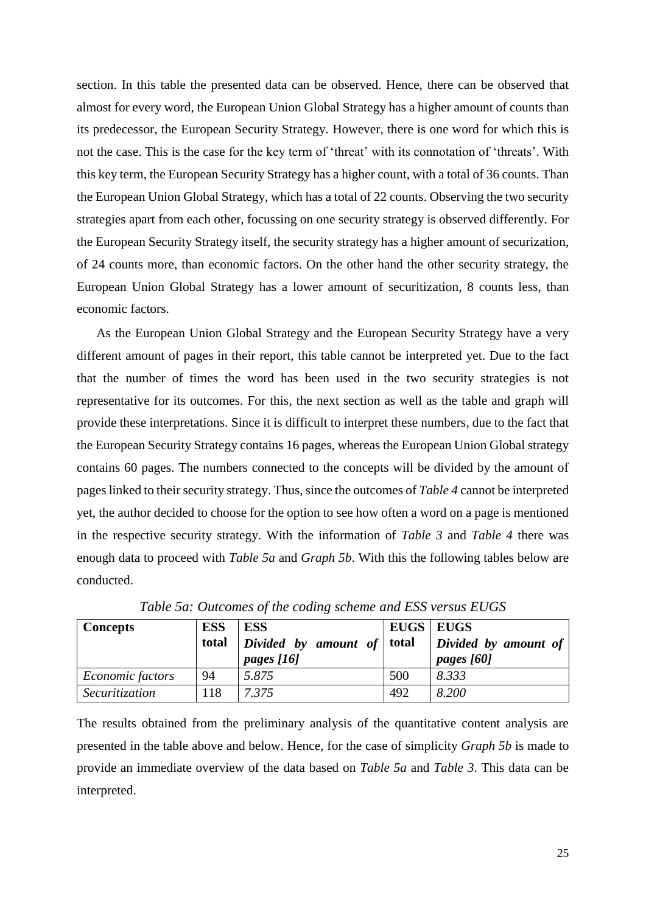section. In this table the presented data can be observed. Hence, there can be observed that almost for every word, the European Union Global Strategy has a higher amount of counts than its predecessor, the European Security Strategy. However, there is one word for which this is not the case. This is the case for the key term of 'threat' with its connotation of 'threats'. With this key term, the European Security Strategy has a higher count, with a total of 36 counts. Than the European Union Global Strategy, which has a total of 22 counts. Observing the two security strategies apart from each other, focussing on one security strategy is observed differently. For the European Security Strategy itself, the security strategy has a higher amount of securization, of 24 counts more, than economic factors. On the other hand the other security strategy, the European Union Global Strategy has a lower amount of securitization, 8 counts less, than economic factors.

As the European Union Global Strategy and the European Security Strategy have a very different amount of pages in their report, this table cannot be interpreted yet. Due to the fact that the number of times the word has been used in the two security strategies is not representative for its outcomes. For this, the next section as well as the table and graph will provide these interpretations. Since it is difficult to interpret these numbers, due to the fact that the European Security Strategy contains 16 pages, whereas the European Union Global strategy contains 60 pages. The numbers connected to the concepts will be divided by the amount of pages linked to their security strategy. Thus, since the outcomes of *Table 4* cannot be interpreted yet, the author decided to choose for the option to see how often a word on a page is mentioned in the respective security strategy. With the information of *Table 3* and *Table 4* there was enough data to proceed with *Table 5a* and *Graph 5b*. With this the following tables below are conducted.

*Table 5a: Outcomes of the coding scheme and ESS versus EUGS*

| **Concepts** | **ESS total** | **ESS** ***Divided by amount of pages [16]*** | **EUGS total** | **EUGS** ***Divided by amount of pages [60]*** |
|---|---|---|---|---|
| *Economic factors* | 94 | *5.875* | 500 | *8.333* |
| *Securitization* | 118 | *7.375* | 492 | *8.200* |

The results obtained from the preliminary analysis of the quantitative content analysis are presented in the table above and below. Hence, for the case of simplicity *Graph 5b* is made to provide an immediate overview of the data based on *Table 5a* and *Table 3*. This data can be interpreted.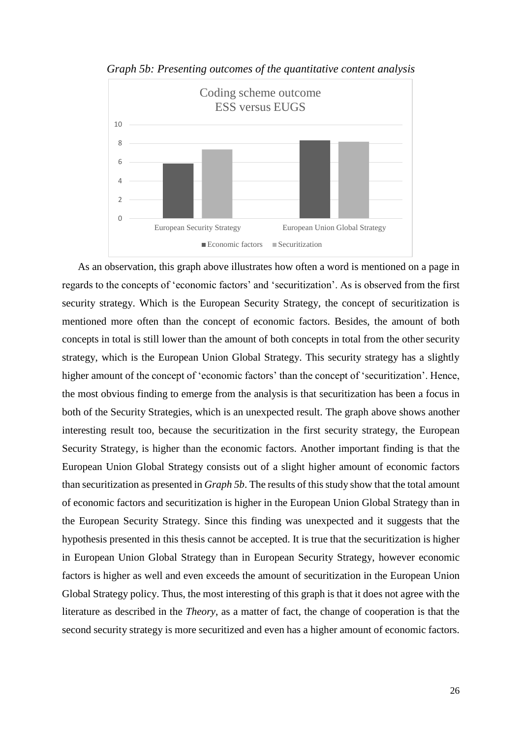*Graph 5b: Presenting outcomes of the quantitative content analysis*

As an observation, this graph above illustrates how often a word is mentioned on a page in regards to the concepts of 'economic factors' and 'securitization'. As is observed from the first security strategy. Which is the European Security Strategy, the concept of securitization is mentioned more often than the concept of economic factors. Besides, the amount of both concepts in total is still lower than the amount of both concepts in total from the other security strategy, which is the European Union Global Strategy. This security strategy has a slightly higher amount of the concept of 'economic factors' than the concept of 'securitization'. Hence, the most obvious finding to emerge from the analysis is that securitization has been a focus in both of the Security Strategies, which is an unexpected result. The graph above shows another interesting result too, because the securitization in the first security strategy, the European Security Strategy, is higher than the economic factors. Another important finding is that the European Union Global Strategy consists out of a slight higher amount of economic factors than securitization as presented in *Graph 5b*. The results of this study show that the total amount of economic factors and securitization is higher in the European Union Global Strategy than in the European Security Strategy. Since this finding was unexpected and it suggests that the hypothesis presented in this thesis cannot be accepted. It is true that the securitization is higher in European Union Global Strategy than in European Security Strategy, however economic factors is higher as well and even exceeds the amount of securitization in the European Union Global Strategy policy. Thus, the most interesting of this graph is that it does not agree with the literature as described in the *Theory*, as a matter of fact, the change of cooperation is that the second security strategy is more securitized and even has a higher amount of economic factors.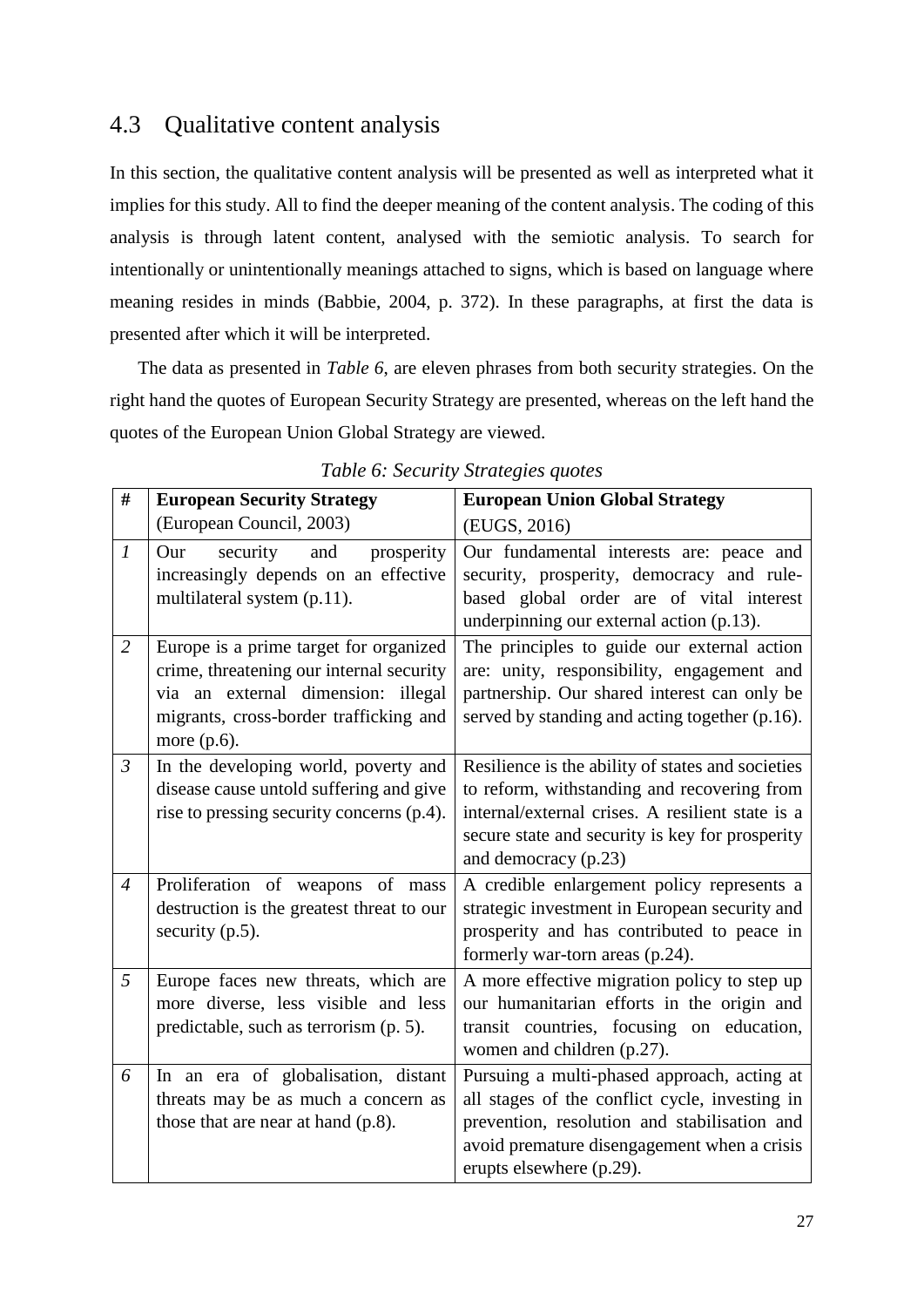## 4.3 Qualitative content analysis

In this section, the qualitative content analysis will be presented as well as interpreted what it implies for this study. All to find the deeper meaning of the content analysis. The coding of this analysis is through latent content, analysed with the semiotic analysis. To search for intentionally or unintentionally meanings attached to signs, which is based on language where meaning resides in minds (Babbie, 2004, p. 372). In these paragraphs, at first the data is presented after which it will be interpreted.

The data as presented in *Table 6*, are eleven phrases from both security strategies. On the right hand the quotes of European Security Strategy are presented, whereas on the left hand the quotes of the European Union Global Strategy are viewed.

*Table 6: Security Strategies quotes*

| # | **European Security Strategy** (European Council, 2003) | **European Union Global Strategy** (EUGS, 2016) |
|---|---|---|
| *1* | Our security and prosperity increasingly depends on an effective multilateral system (p.11). | Our fundamental interests are: peace and security, prosperity, democracy and rule-based global order are of vital interest underpinning our external action (p.13). |
| *2* | Europe is a prime target for organized crime, threatening our internal security via an external dimension: illegal migrants, cross-border trafficking and more (p.6). | The principles to guide our external action are: unity, responsibility, engagement and partnership. Our shared interest can only be served by standing and acting together (p.16). |
| *3* | In the developing world, poverty and disease cause untold suffering and give rise to pressing security concerns (p.4). | Resilience is the ability of states and societies to reform, withstanding and recovering from internal/external crises. A resilient state is a secure state and security is key for prosperity and democracy (p.23) |
| *4* | Proliferation of weapons of mass destruction is the greatest threat to our security (p.5). | A credible enlargement policy represents a strategic investment in European security and prosperity and has contributed to peace in formerly war-torn areas (p.24). |
| *5* | Europe faces new threats, which are more diverse, less visible and less predictable, such as terrorism (p. 5). | A more effective migration policy to step up our humanitarian efforts in the origin and transit countries, focusing on education, women and children (p.27). |
| *6* | In an era of globalisation, distant threats may be as much a concern as those that are near at hand (p.8). | Pursuing a multi-phased approach, acting at all stages of the conflict cycle, investing in prevention, resolution and stabilisation and avoid premature disengagement when a crisis erupts elsewhere (p.29). |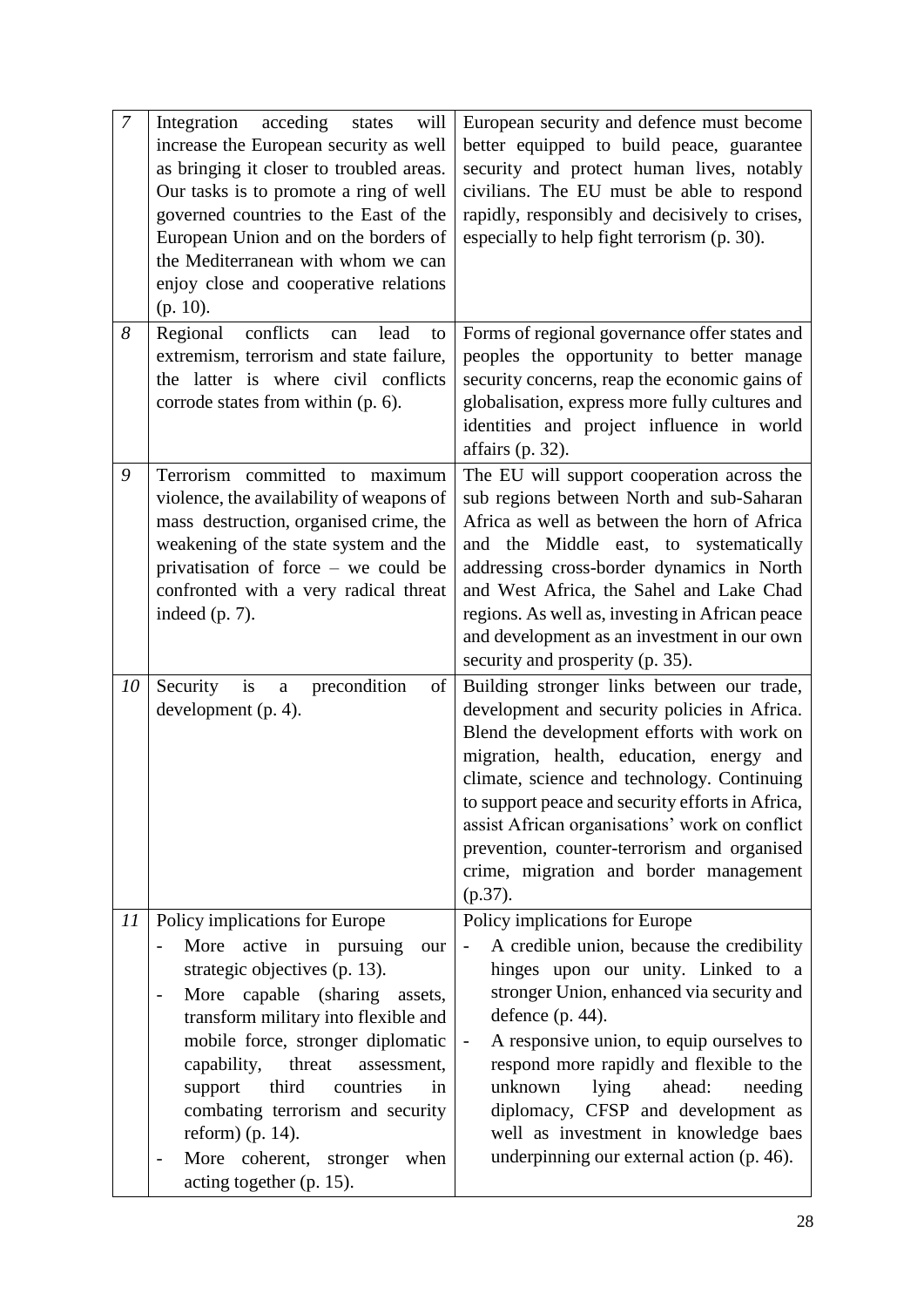| 7 | Integration acceding states will increase the European security as well as bringing it closer to troubled areas. Our tasks is to promote a ring of well governed countries to the East of the European Union and on the borders of the Mediterranean with whom we can enjoy close and cooperative relations (p. 10). | European security and defence must become better equipped to build peace, guarantee security and protect human lives, notably civilians. The EU must be able to respond rapidly, responsibly and decisively to crises, especially to help fight terrorism (p. 30). |
|---|---|---|
| 8 | Regional conflicts can lead to extremism, terrorism and state failure, the latter is where civil conflicts corrode states from within (p. 6). | Forms of regional governance offer states and peoples the opportunity to better manage security concerns, reap the economic gains of globalisation, express more fully cultures and identities and project influence in world affairs (p. 32). |
| 9 | Terrorism committed to maximum violence, the availability of weapons of mass destruction, organised crime, the weakening of the state system and the privatisation of force – we could be confronted with a very radical threat indeed (p. 7). | The EU will support cooperation across the sub regions between North and sub-Saharan Africa as well as between the horn of Africa and the Middle east, to systematically addressing cross-border dynamics in North and West Africa, the Sahel and Lake Chad regions. As well as, investing in African peace and development as an investment in our own security and prosperity (p. 35). |
| 10 | Security is a precondition of development (p. 4). | Building stronger links between our trade, development and security policies in Africa. Blend the development efforts with work on migration, health, education, energy and climate, science and technology. Continuing to support peace and security efforts in Africa, assist African organisations' work on conflict prevention, counter-terrorism and organised crime, migration and border management (p.37). |
| 11 | Policy implications for Europe<br>- More active in pursuing our strategic objectives (p. 13).<br>- More capable (sharing assets, transform military into flexible and mobile force, stronger diplomatic capability, threat assessment, support third countries in combating terrorism and security reform) (p. 14).<br>- More coherent, stronger when acting together (p. 15). | Policy implications for Europe<br>- A credible union, because the credibility hinges upon our unity. Linked to a stronger Union, enhanced via security and defence (p. 44).<br>- A responsive union, to equip ourselves to respond more rapidly and flexible to the unknown lying ahead: needing diplomacy, CFSP and development as well as investment in knowledge baes underpinning our external action (p. 46). |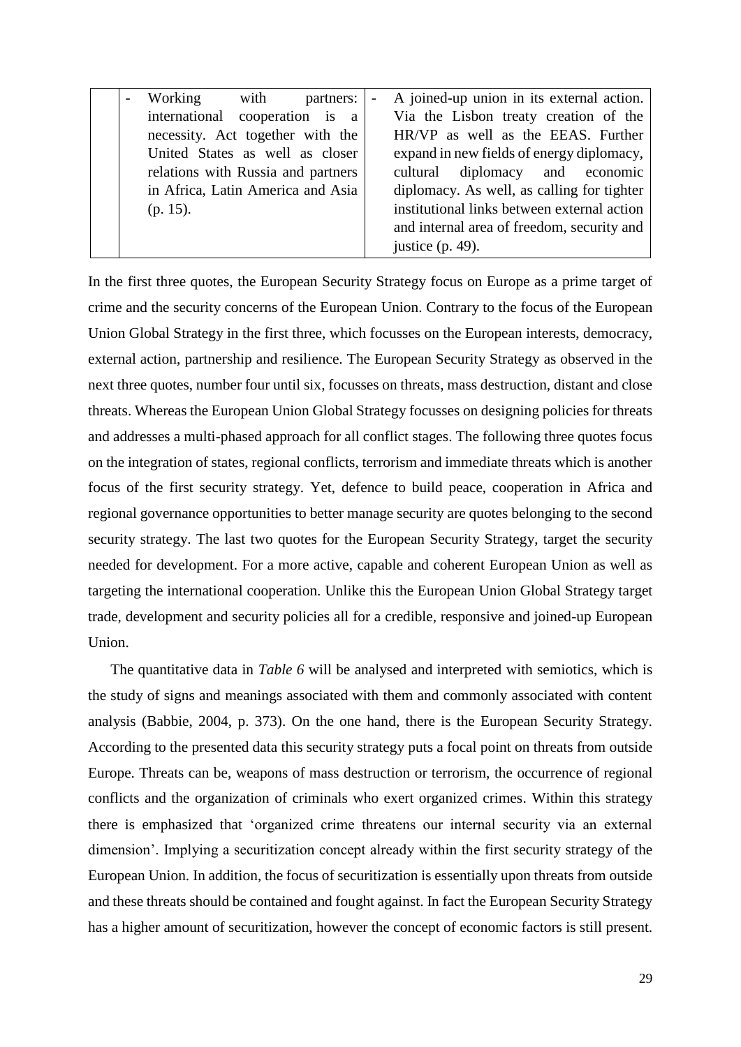| | | |
|---|---|---|
| | - Working with partners: international cooperation is a necessity. Act together with the United States as well as closer relations with Russia and partners in Africa, Latin America and Asia (p. 15). | - A joined-up union in its external action. Via the Lisbon treaty creation of the HR/VP as well as the EEAS. Further expand in new fields of energy diplomacy, cultural diplomacy and economic diplomacy. As well, as calling for tighter institutional links between external action and internal area of freedom, security and justice (p. 49). |

In the first three quotes, the European Security Strategy focus on Europe as a prime target of crime and the security concerns of the European Union. Contrary to the focus of the European Union Global Strategy in the first three, which focusses on the European interests, democracy, external action, partnership and resilience. The European Security Strategy as observed in the next three quotes, number four until six, focusses on threats, mass destruction, distant and close threats. Whereas the European Union Global Strategy focusses on designing policies for threats and addresses a multi-phased approach for all conflict stages. The following three quotes focus on the integration of states, regional conflicts, terrorism and immediate threats which is another focus of the first security strategy. Yet, defence to build peace, cooperation in Africa and regional governance opportunities to better manage security are quotes belonging to the second security strategy. The last two quotes for the European Security Strategy, target the security needed for development. For a more active, capable and coherent European Union as well as targeting the international cooperation. Unlike this the European Union Global Strategy target trade, development and security policies all for a credible, responsive and joined-up European Union.

The quantitative data in *Table 6* will be analysed and interpreted with semiotics, which is the study of signs and meanings associated with them and commonly associated with content analysis (Babbie, 2004, p. 373). On the one hand, there is the European Security Strategy. According to the presented data this security strategy puts a focal point on threats from outside Europe. Threats can be, weapons of mass destruction or terrorism, the occurrence of regional conflicts and the organization of criminals who exert organized crimes. Within this strategy there is emphasized that 'organized crime threatens our internal security via an external dimension'. Implying a securitization concept already within the first security strategy of the European Union. In addition, the focus of securitization is essentially upon threats from outside and these threats should be contained and fought against. In fact the European Security Strategy has a higher amount of securitization, however the concept of economic factors is still present.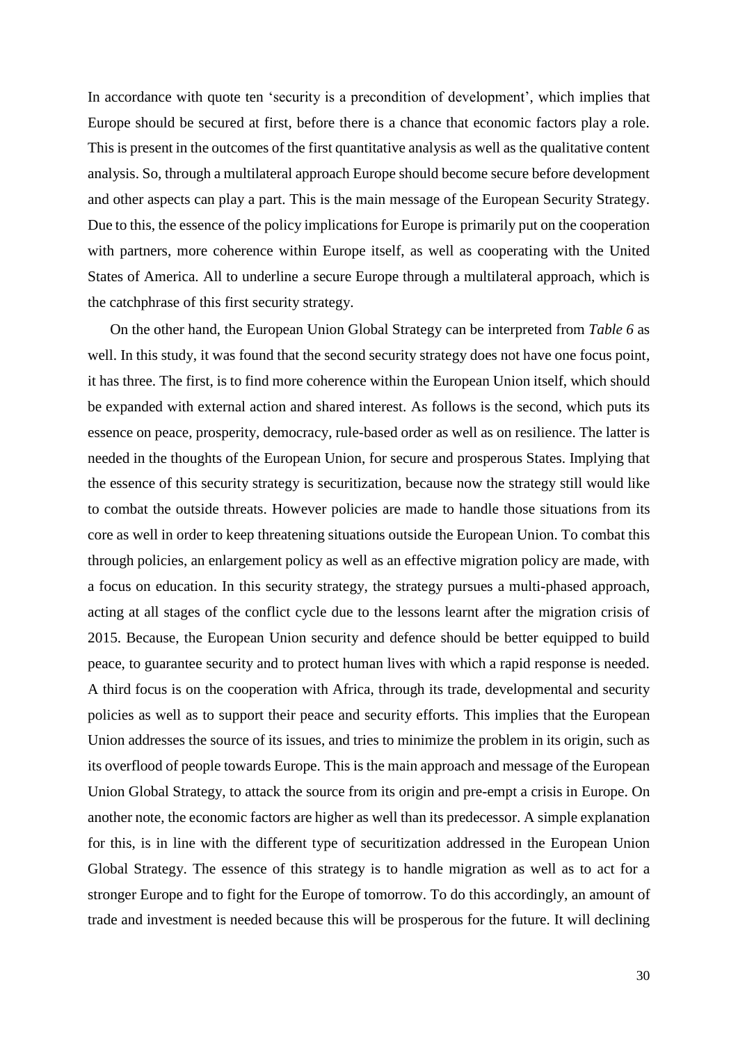In accordance with quote ten 'security is a precondition of development', which implies that Europe should be secured at first, before there is a chance that economic factors play a role. This is present in the outcomes of the first quantitative analysis as well as the qualitative content analysis. So, through a multilateral approach Europe should become secure before development and other aspects can play a part. This is the main message of the European Security Strategy. Due to this, the essence of the policy implications for Europe is primarily put on the cooperation with partners, more coherence within Europe itself, as well as cooperating with the United States of America. All to underline a secure Europe through a multilateral approach, which is the catchphrase of this first security strategy.

On the other hand, the European Union Global Strategy can be interpreted from *Table 6* as well. In this study, it was found that the second security strategy does not have one focus point, it has three. The first, is to find more coherence within the European Union itself, which should be expanded with external action and shared interest. As follows is the second, which puts its essence on peace, prosperity, democracy, rule-based order as well as on resilience. The latter is needed in the thoughts of the European Union, for secure and prosperous States. Implying that the essence of this security strategy is securitization, because now the strategy still would like to combat the outside threats. However policies are made to handle those situations from its core as well in order to keep threatening situations outside the European Union. To combat this through policies, an enlargement policy as well as an effective migration policy are made, with a focus on education. In this security strategy, the strategy pursues a multi-phased approach, acting at all stages of the conflict cycle due to the lessons learnt after the migration crisis of 2015. Because, the European Union security and defence should be better equipped to build peace, to guarantee security and to protect human lives with which a rapid response is needed. A third focus is on the cooperation with Africa, through its trade, developmental and security policies as well as to support their peace and security efforts. This implies that the European Union addresses the source of its issues, and tries to minimize the problem in its origin, such as its overflood of people towards Europe. This is the main approach and message of the European Union Global Strategy, to attack the source from its origin and pre-empt a crisis in Europe. On another note, the economic factors are higher as well than its predecessor. A simple explanation for this, is in line with the different type of securitization addressed in the European Union Global Strategy. The essence of this strategy is to handle migration as well as to act for a stronger Europe and to fight for the Europe of tomorrow. To do this accordingly, an amount of trade and investment is needed because this will be prosperous for the future. It will declining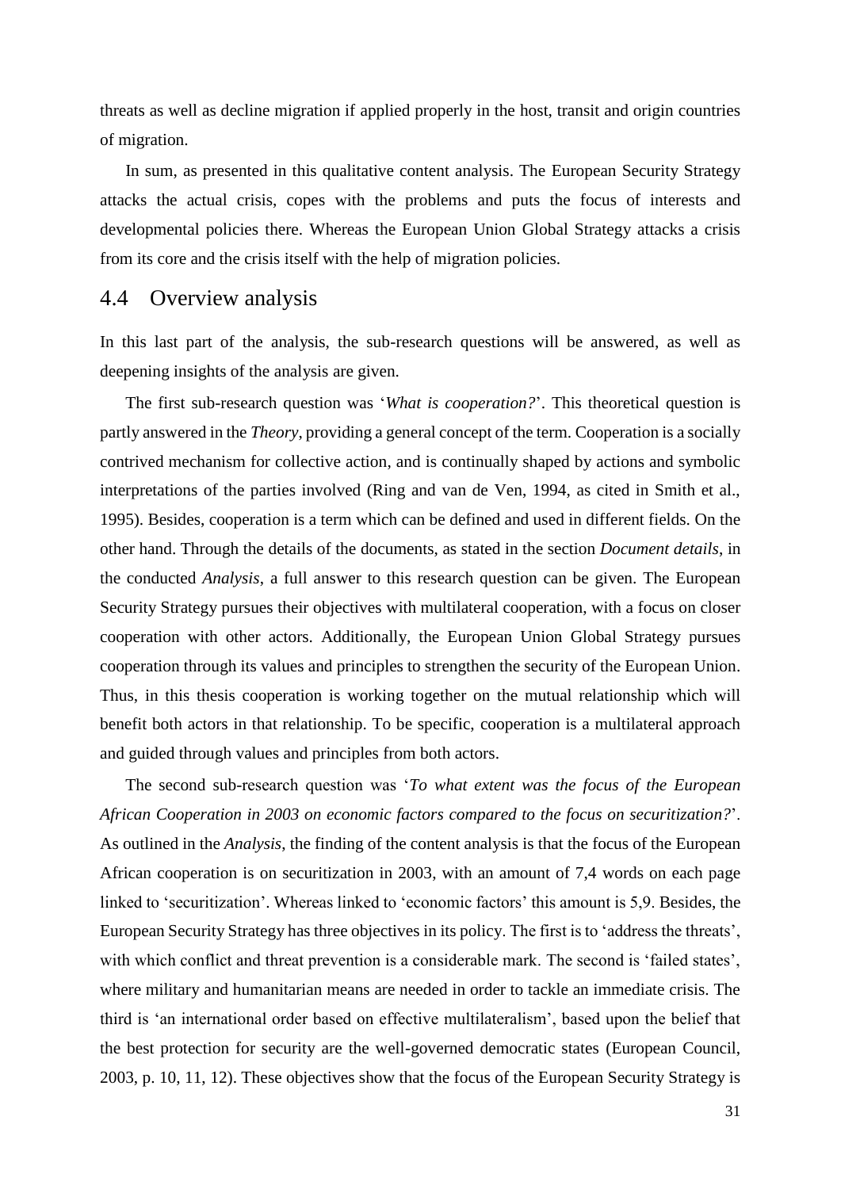threats as well as decline migration if applied properly in the host, transit and origin countries of migration.

In sum, as presented in this qualitative content analysis. The European Security Strategy attacks the actual crisis, copes with the problems and puts the focus of interests and developmental policies there. Whereas the European Union Global Strategy attacks a crisis from its core and the crisis itself with the help of migration policies.

## 4.4 Overview analysis

In this last part of the analysis, the sub-research questions will be answered, as well as deepening insights of the analysis are given.

The first sub-research question was '*What is cooperation?*'. This theoretical question is partly answered in the *Theory*, providing a general concept of the term. Cooperation is a socially contrived mechanism for collective action, and is continually shaped by actions and symbolic interpretations of the parties involved (Ring and van de Ven, 1994, as cited in Smith et al., 1995). Besides, cooperation is a term which can be defined and used in different fields. On the other hand. Through the details of the documents, as stated in the section *Document details*, in the conducted *Analysis*, a full answer to this research question can be given. The European Security Strategy pursues their objectives with multilateral cooperation, with a focus on closer cooperation with other actors. Additionally, the European Union Global Strategy pursues cooperation through its values and principles to strengthen the security of the European Union. Thus, in this thesis cooperation is working together on the mutual relationship which will benefit both actors in that relationship. To be specific, cooperation is a multilateral approach and guided through values and principles from both actors.

The second sub-research question was '*To what extent was the focus of the European African Cooperation in 2003 on economic factors compared to the focus on securitization?*'. As outlined in the *Analysis*, the finding of the content analysis is that the focus of the European African cooperation is on securitization in 2003, with an amount of 7,4 words on each page linked to 'securitization'. Whereas linked to 'economic factors' this amount is 5,9. Besides, the European Security Strategy has three objectives in its policy. The first is to 'address the threats', with which conflict and threat prevention is a considerable mark. The second is 'failed states', where military and humanitarian means are needed in order to tackle an immediate crisis. The third is 'an international order based on effective multilateralism', based upon the belief that the best protection for security are the well-governed democratic states (European Council, 2003, p. 10, 11, 12). These objectives show that the focus of the European Security Strategy is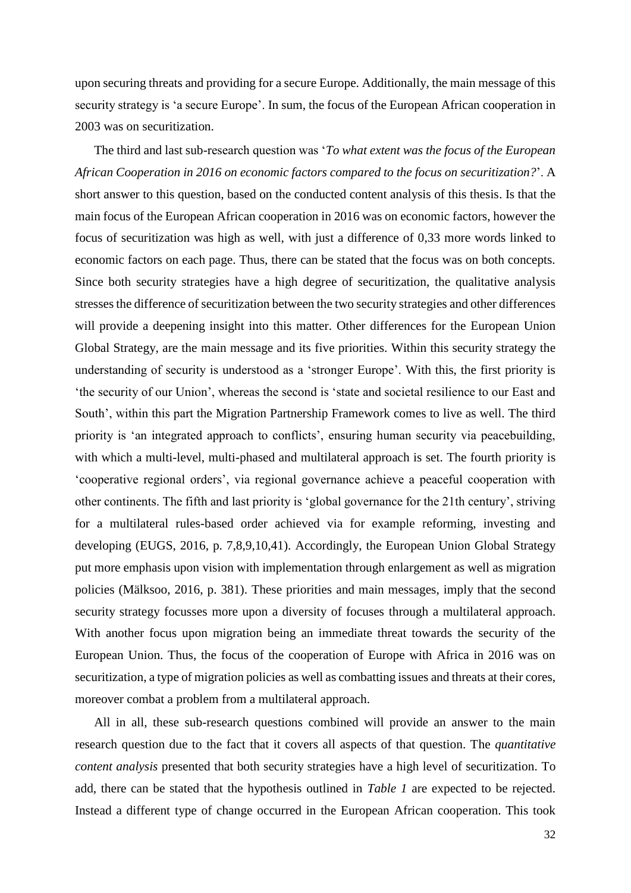upon securing threats and providing for a secure Europe. Additionally, the main message of this security strategy is 'a secure Europe'. In sum, the focus of the European African cooperation in 2003 was on securitization.

The third and last sub-research question was '*To what extent was the focus of the European African Cooperation in 2016 on economic factors compared to the focus on securitization?*'. A short answer to this question, based on the conducted content analysis of this thesis. Is that the main focus of the European African cooperation in 2016 was on economic factors, however the focus of securitization was high as well, with just a difference of 0,33 more words linked to economic factors on each page. Thus, there can be stated that the focus was on both concepts. Since both security strategies have a high degree of securitization, the qualitative analysis stresses the difference of securitization between the two security strategies and other differences will provide a deepening insight into this matter. Other differences for the European Union Global Strategy, are the main message and its five priorities. Within this security strategy the understanding of security is understood as a 'stronger Europe'. With this, the first priority is 'the security of our Union', whereas the second is 'state and societal resilience to our East and South', within this part the Migration Partnership Framework comes to live as well. The third priority is 'an integrated approach to conflicts', ensuring human security via peacebuilding, with which a multi-level, multi-phased and multilateral approach is set. The fourth priority is 'cooperative regional orders', via regional governance achieve a peaceful cooperation with other continents. The fifth and last priority is 'global governance for the 21th century', striving for a multilateral rules-based order achieved via for example reforming, investing and developing (EUGS, 2016, p. 7,8,9,10,41). Accordingly, the European Union Global Strategy put more emphasis upon vision with implementation through enlargement as well as migration policies (Mälksoo, 2016, p. 381). These priorities and main messages, imply that the second security strategy focusses more upon a diversity of focuses through a multilateral approach. With another focus upon migration being an immediate threat towards the security of the European Union. Thus, the focus of the cooperation of Europe with Africa in 2016 was on securitization, a type of migration policies as well as combatting issues and threats at their cores, moreover combat a problem from a multilateral approach.

All in all, these sub-research questions combined will provide an answer to the main research question due to the fact that it covers all aspects of that question. The *quantitative content analysis* presented that both security strategies have a high level of securitization. To add, there can be stated that the hypothesis outlined in *Table 1* are expected to be rejected. Instead a different type of change occurred in the European African cooperation. This took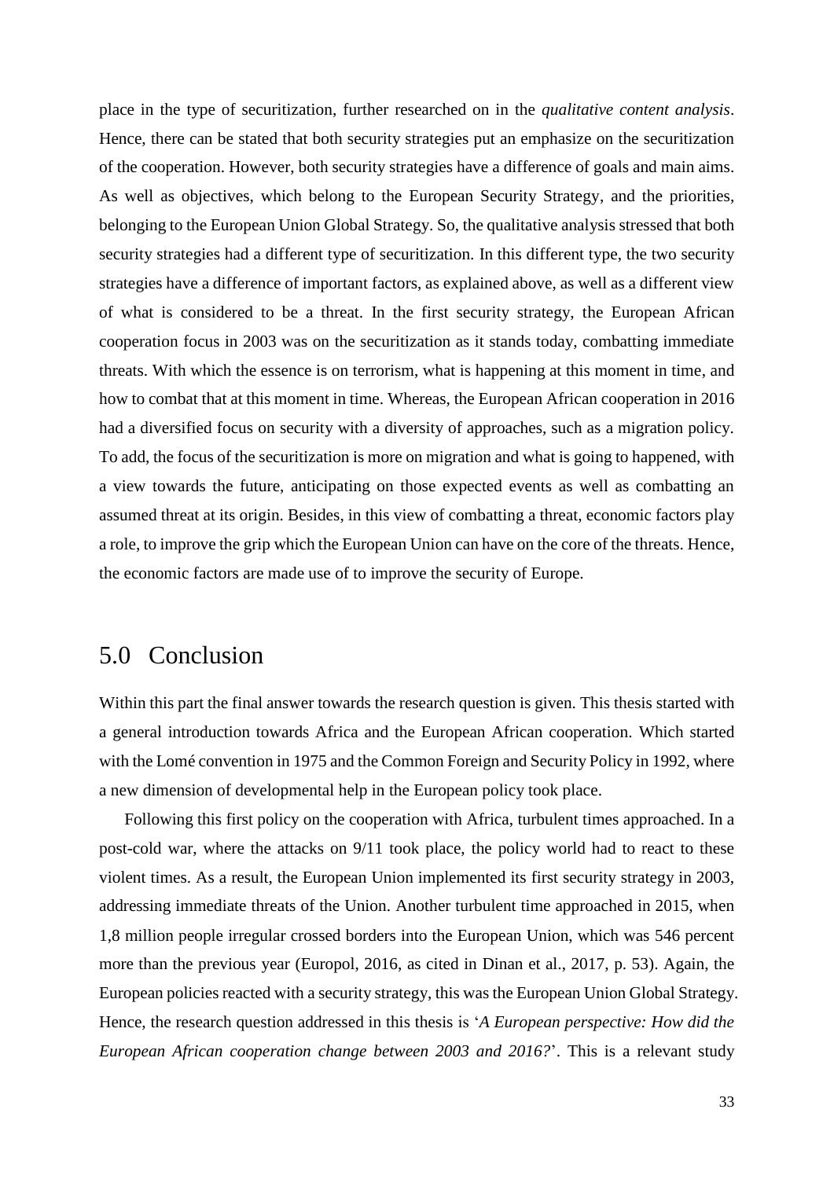place in the type of securitization, further researched on in the *qualitative content analysis*. Hence, there can be stated that both security strategies put an emphasize on the securitization of the cooperation. However, both security strategies have a difference of goals and main aims. As well as objectives, which belong to the European Security Strategy, and the priorities, belonging to the European Union Global Strategy. So, the qualitative analysis stressed that both security strategies had a different type of securitization. In this different type, the two security strategies have a difference of important factors, as explained above, as well as a different view of what is considered to be a threat. In the first security strategy, the European African cooperation focus in 2003 was on the securitization as it stands today, combatting immediate threats. With which the essence is on terrorism, what is happening at this moment in time, and how to combat that at this moment in time. Whereas, the European African cooperation in 2016 had a diversified focus on security with a diversity of approaches, such as a migration policy. To add, the focus of the securitization is more on migration and what is going to happened, with a view towards the future, anticipating on those expected events as well as combatting an assumed threat at its origin. Besides, in this view of combatting a threat, economic factors play a role, to improve the grip which the European Union can have on the core of the threats. Hence, the economic factors are made use of to improve the security of Europe.

# 5.0 Conclusion

Within this part the final answer towards the research question is given. This thesis started with a general introduction towards Africa and the European African cooperation. Which started with the Lomé convention in 1975 and the Common Foreign and Security Policy in 1992, where a new dimension of developmental help in the European policy took place.

Following this first policy on the cooperation with Africa, turbulent times approached. In a post-cold war, where the attacks on 9/11 took place, the policy world had to react to these violent times. As a result, the European Union implemented its first security strategy in 2003, addressing immediate threats of the Union. Another turbulent time approached in 2015, when 1,8 million people irregular crossed borders into the European Union, which was 546 percent more than the previous year (Europol, 2016, as cited in Dinan et al., 2017, p. 53). Again, the European policies reacted with a security strategy, this was the European Union Global Strategy. Hence, the research question addressed in this thesis is '*A European perspective: How did the European African cooperation change between 2003 and 2016?*'. This is a relevant study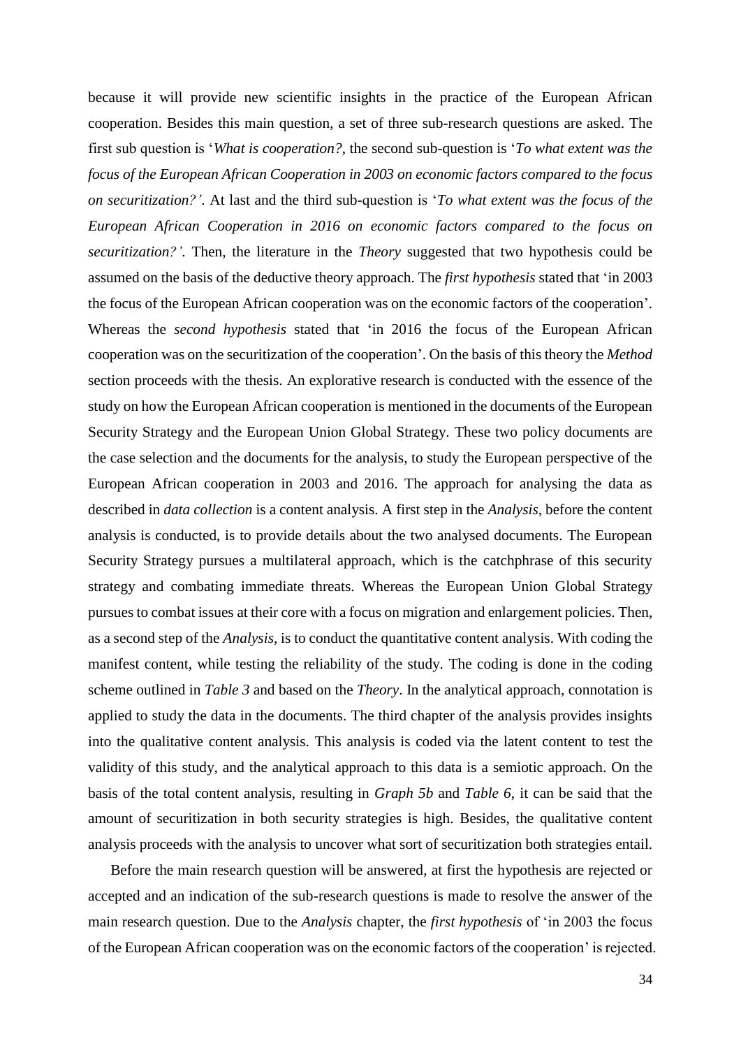because it will provide new scientific insights in the practice of the European African cooperation. Besides this main question, a set of three sub-research questions are asked. The first sub question is '*What is cooperation?*, the second sub-question is '*To what extent was the focus of the European African Cooperation in 2003 on economic factors compared to the focus on securitization?'*. At last and the third sub-question is '*To what extent was the focus of the European African Cooperation in 2016 on economic factors compared to the focus on securitization?'*. Then, the literature in the *Theory* suggested that two hypothesis could be assumed on the basis of the deductive theory approach. The *first hypothesis* stated that 'in 2003 the focus of the European African cooperation was on the economic factors of the cooperation'. Whereas the *second hypothesis* stated that 'in 2016 the focus of the European African cooperation was on the securitization of the cooperation'. On the basis of this theory the *Method* section proceeds with the thesis. An explorative research is conducted with the essence of the study on how the European African cooperation is mentioned in the documents of the European Security Strategy and the European Union Global Strategy. These two policy documents are the case selection and the documents for the analysis, to study the European perspective of the European African cooperation in 2003 and 2016. The approach for analysing the data as described in *data collection* is a content analysis. A first step in the *Analysis*, before the content analysis is conducted, is to provide details about the two analysed documents. The European Security Strategy pursues a multilateral approach, which is the catchphrase of this security strategy and combating immediate threats. Whereas the European Union Global Strategy pursues to combat issues at their core with a focus on migration and enlargement policies. Then, as a second step of the *Analysis*, is to conduct the quantitative content analysis. With coding the manifest content, while testing the reliability of the study. The coding is done in the coding scheme outlined in *Table 3* and based on the *Theory*. In the analytical approach, connotation is applied to study the data in the documents. The third chapter of the analysis provides insights into the qualitative content analysis. This analysis is coded via the latent content to test the validity of this study, and the analytical approach to this data is a semiotic approach. On the basis of the total content analysis, resulting in *Graph 5b* and *Table 6*, it can be said that the amount of securitization in both security strategies is high. Besides, the qualitative content analysis proceeds with the analysis to uncover what sort of securitization both strategies entail.

Before the main research question will be answered, at first the hypothesis are rejected or accepted and an indication of the sub-research questions is made to resolve the answer of the main research question. Due to the *Analysis* chapter, the *first hypothesis* of 'in 2003 the focus of the European African cooperation was on the economic factors of the cooperation' is rejected.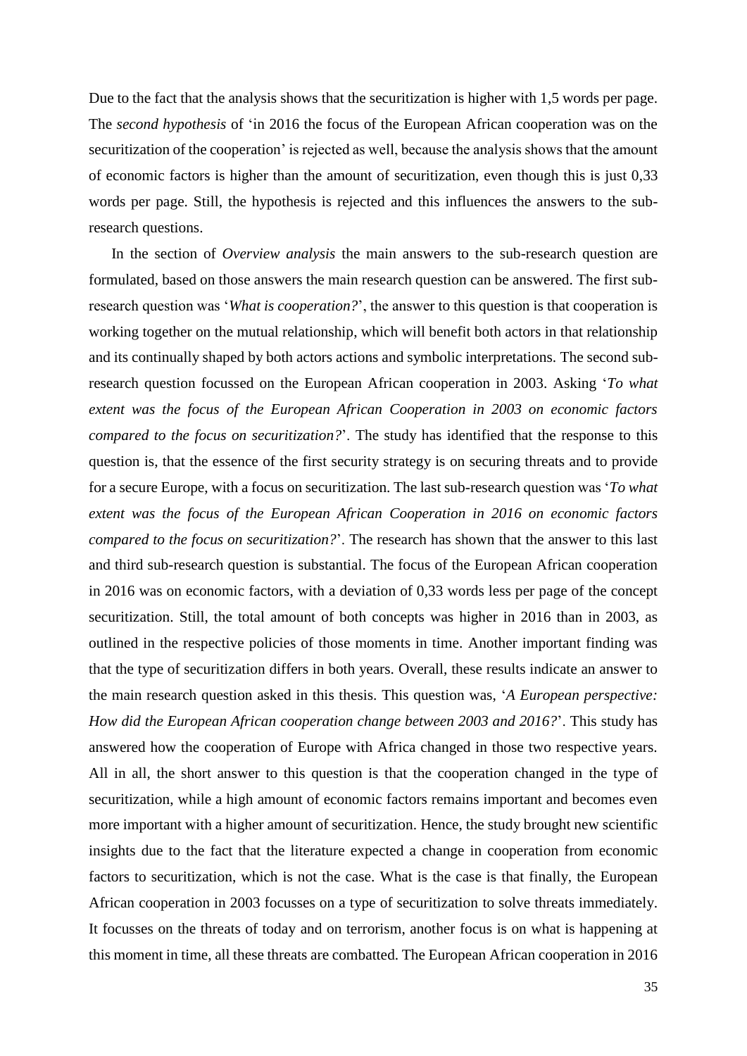Due to the fact that the analysis shows that the securitization is higher with 1,5 words per page. The *second hypothesis* of 'in 2016 the focus of the European African cooperation was on the securitization of the cooperation' is rejected as well, because the analysis shows that the amount of economic factors is higher than the amount of securitization, even though this is just 0,33 words per page. Still, the hypothesis is rejected and this influences the answers to the sub-research questions.

In the section of *Overview analysis* the main answers to the sub-research question are formulated, based on those answers the main research question can be answered. The first sub-research question was '*What is cooperation?*', the answer to this question is that cooperation is working together on the mutual relationship, which will benefit both actors in that relationship and its continually shaped by both actors actions and symbolic interpretations. The second sub-research question focussed on the European African cooperation in 2003. Asking '*To what extent was the focus of the European African Cooperation in 2003 on economic factors compared to the focus on securitization?*'. The study has identified that the response to this question is, that the essence of the first security strategy is on securing threats and to provide for a secure Europe, with a focus on securitization. The last sub-research question was '*To what extent was the focus of the European African Cooperation in 2016 on economic factors compared to the focus on securitization?*'. The research has shown that the answer to this last and third sub-research question is substantial. The focus of the European African cooperation in 2016 was on economic factors, with a deviation of 0,33 words less per page of the concept securitization. Still, the total amount of both concepts was higher in 2016 than in 2003, as outlined in the respective policies of those moments in time. Another important finding was that the type of securitization differs in both years. Overall, these results indicate an answer to the main research question asked in this thesis. This question was, '*A European perspective: How did the European African cooperation change between 2003 and 2016?*'. This study has answered how the cooperation of Europe with Africa changed in those two respective years. All in all, the short answer to this question is that the cooperation changed in the type of securitization, while a high amount of economic factors remains important and becomes even more important with a higher amount of securitization. Hence, the study brought new scientific insights due to the fact that the literature expected a change in cooperation from economic factors to securitization, which is not the case. What is the case is that finally, the European African cooperation in 2003 focusses on a type of securitization to solve threats immediately. It focusses on the threats of today and on terrorism, another focus is on what is happening at this moment in time, all these threats are combatted. The European African cooperation in 2016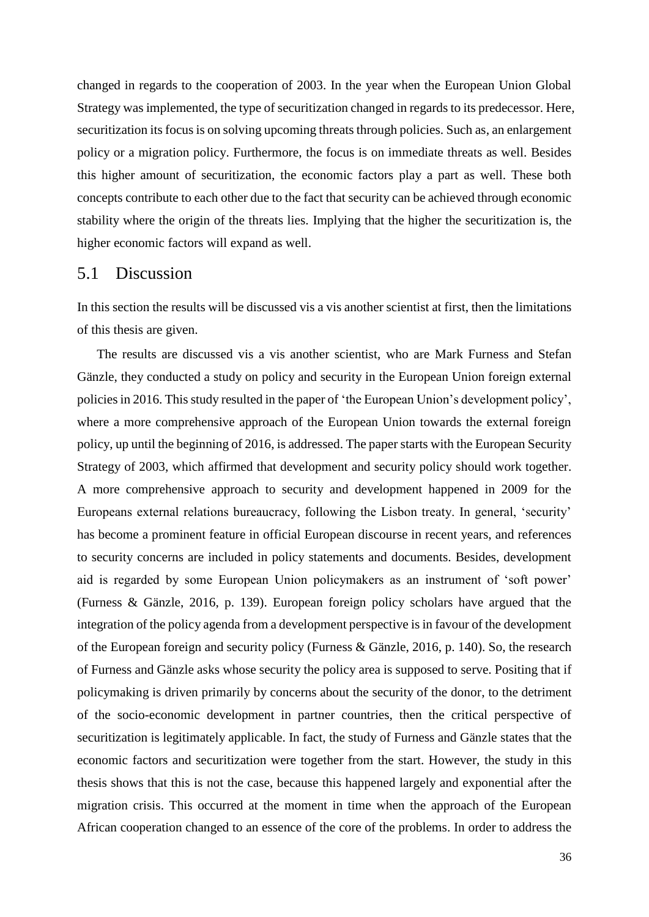changed in regards to the cooperation of 2003. In the year when the European Union Global Strategy was implemented, the type of securitization changed in regards to its predecessor. Here, securitization its focus is on solving upcoming threats through policies. Such as, an enlargement policy or a migration policy. Furthermore, the focus is on immediate threats as well. Besides this higher amount of securitization, the economic factors play a part as well. These both concepts contribute to each other due to the fact that security can be achieved through economic stability where the origin of the threats lies. Implying that the higher the securitization is, the higher economic factors will expand as well.

## 5.1 Discussion

In this section the results will be discussed vis a vis another scientist at first, then the limitations of this thesis are given.

The results are discussed vis a vis another scientist, who are Mark Furness and Stefan Gänzle, they conducted a study on policy and security in the European Union foreign external policies in 2016. This study resulted in the paper of 'the European Union's development policy', where a more comprehensive approach of the European Union towards the external foreign policy, up until the beginning of 2016, is addressed. The paper starts with the European Security Strategy of 2003, which affirmed that development and security policy should work together. A more comprehensive approach to security and development happened in 2009 for the Europeans external relations bureaucracy, following the Lisbon treaty. In general, 'security' has become a prominent feature in official European discourse in recent years, and references to security concerns are included in policy statements and documents. Besides, development aid is regarded by some European Union policymakers as an instrument of 'soft power' (Furness & Gänzle, 2016, p. 139). European foreign policy scholars have argued that the integration of the policy agenda from a development perspective is in favour of the development of the European foreign and security policy (Furness & Gänzle, 2016, p. 140). So, the research of Furness and Gänzle asks whose security the policy area is supposed to serve. Positing that if policymaking is driven primarily by concerns about the security of the donor, to the detriment of the socio-economic development in partner countries, then the critical perspective of securitization is legitimately applicable. In fact, the study of Furness and Gänzle states that the economic factors and securitization were together from the start. However, the study in this thesis shows that this is not the case, because this happened largely and exponential after the migration crisis. This occurred at the moment in time when the approach of the European African cooperation changed to an essence of the core of the problems. In order to address the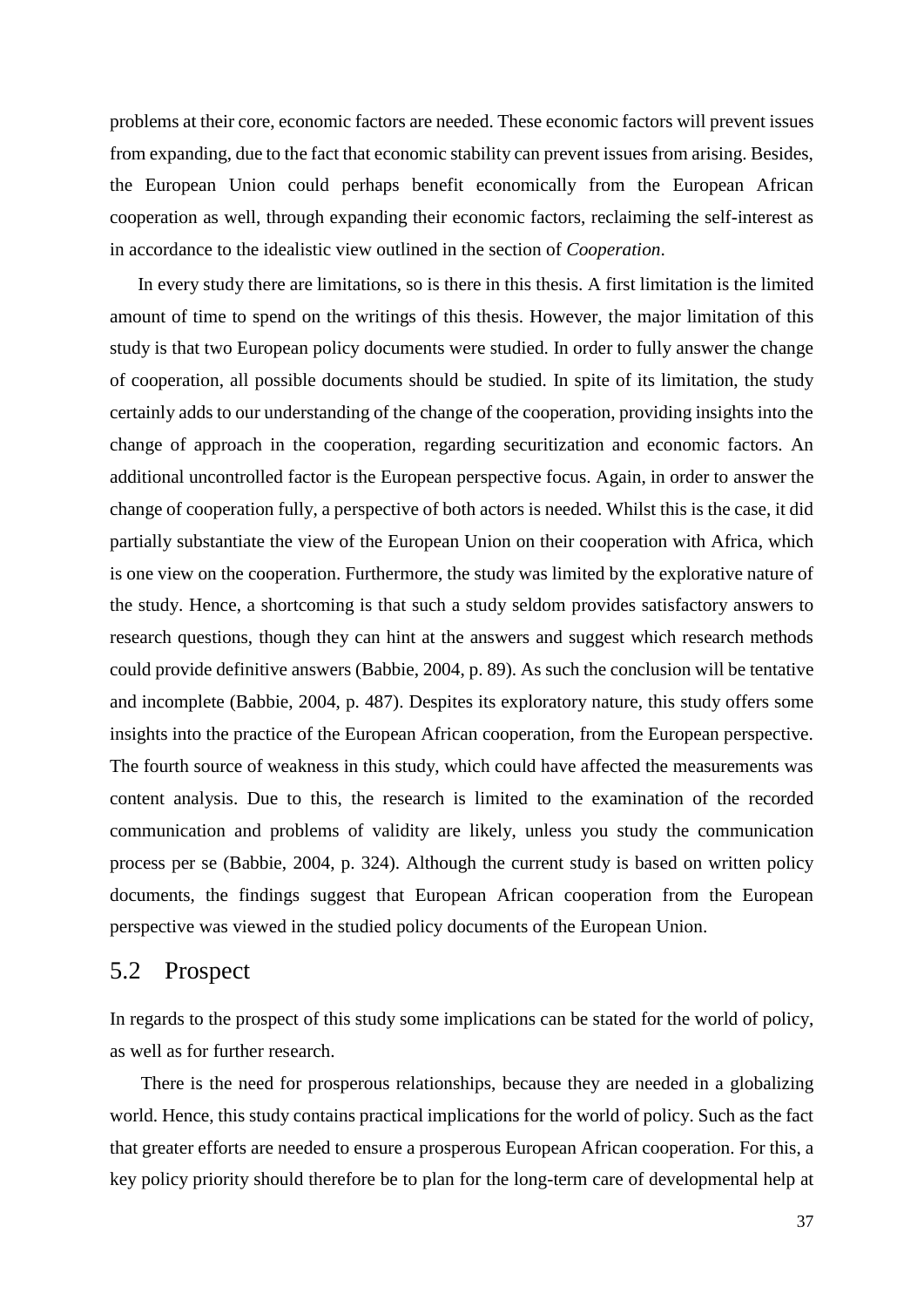problems at their core, economic factors are needed. These economic factors will prevent issues from expanding, due to the fact that economic stability can prevent issues from arising. Besides, the European Union could perhaps benefit economically from the European African cooperation as well, through expanding their economic factors, reclaiming the self-interest as in accordance to the idealistic view outlined in the section of *Cooperation*.

In every study there are limitations, so is there in this thesis. A first limitation is the limited amount of time to spend on the writings of this thesis. However, the major limitation of this study is that two European policy documents were studied. In order to fully answer the change of cooperation, all possible documents should be studied. In spite of its limitation, the study certainly adds to our understanding of the change of the cooperation, providing insights into the change of approach in the cooperation, regarding securitization and economic factors. An additional uncontrolled factor is the European perspective focus. Again, in order to answer the change of cooperation fully, a perspective of both actors is needed. Whilst this is the case, it did partially substantiate the view of the European Union on their cooperation with Africa, which is one view on the cooperation. Furthermore, the study was limited by the explorative nature of the study. Hence, a shortcoming is that such a study seldom provides satisfactory answers to research questions, though they can hint at the answers and suggest which research methods could provide definitive answers (Babbie, 2004, p. 89). As such the conclusion will be tentative and incomplete (Babbie, 2004, p. 487). Despites its exploratory nature, this study offers some insights into the practice of the European African cooperation, from the European perspective. The fourth source of weakness in this study, which could have affected the measurements was content analysis. Due to this, the research is limited to the examination of the recorded communication and problems of validity are likely, unless you study the communication process per se (Babbie, 2004, p. 324). Although the current study is based on written policy documents, the findings suggest that European African cooperation from the European perspective was viewed in the studied policy documents of the European Union.

## 5.2 Prospect

In regards to the prospect of this study some implications can be stated for the world of policy, as well as for further research.

There is the need for prosperous relationships, because they are needed in a globalizing world. Hence, this study contains practical implications for the world of policy. Such as the fact that greater efforts are needed to ensure a prosperous European African cooperation. For this, a key policy priority should therefore be to plan for the long-term care of developmental help at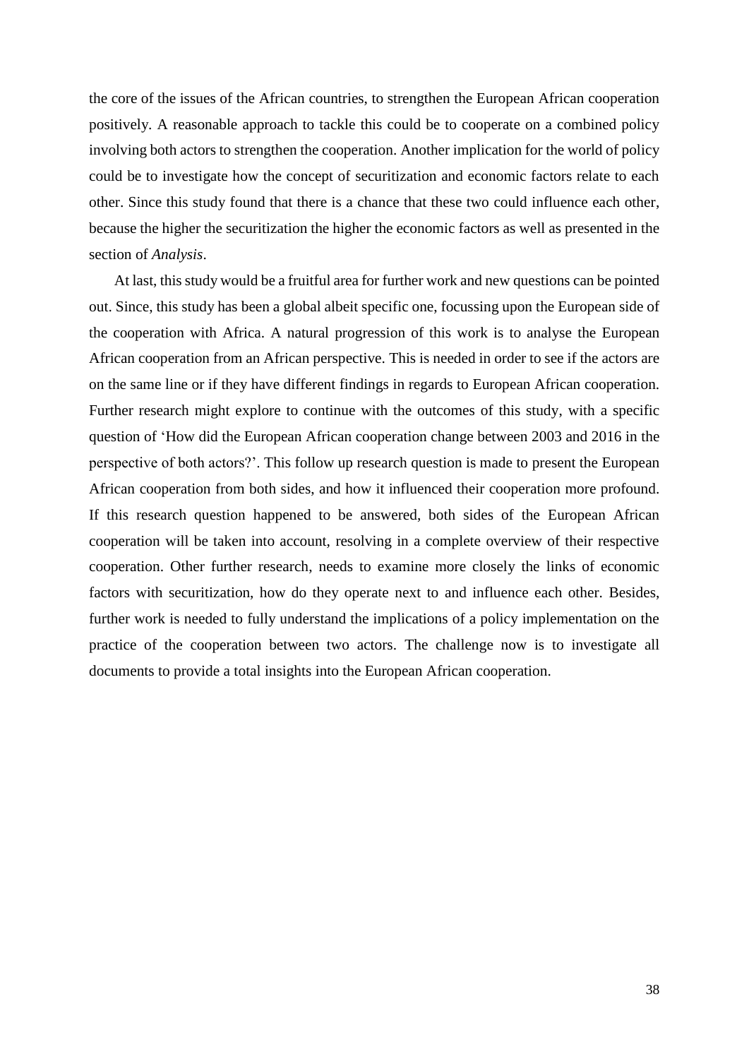the core of the issues of the African countries, to strengthen the European African cooperation positively. A reasonable approach to tackle this could be to cooperate on a combined policy involving both actors to strengthen the cooperation. Another implication for the world of policy could be to investigate how the concept of securitization and economic factors relate to each other. Since this study found that there is a chance that these two could influence each other, because the higher the securitization the higher the economic factors as well as presented in the section of *Analysis*.

At last, this study would be a fruitful area for further work and new questions can be pointed out. Since, this study has been a global albeit specific one, focussing upon the European side of the cooperation with Africa. A natural progression of this work is to analyse the European African cooperation from an African perspective. This is needed in order to see if the actors are on the same line or if they have different findings in regards to European African cooperation. Further research might explore to continue with the outcomes of this study, with a specific question of 'How did the European African cooperation change between 2003 and 2016 in the perspective of both actors?'. This follow up research question is made to present the European African cooperation from both sides, and how it influenced their cooperation more profound. If this research question happened to be answered, both sides of the European African cooperation will be taken into account, resolving in a complete overview of their respective cooperation. Other further research, needs to examine more closely the links of economic factors with securitization, how do they operate next to and influence each other. Besides, further work is needed to fully understand the implications of a policy implementation on the practice of the cooperation between two actors. The challenge now is to investigate all documents to provide a total insights into the European African cooperation.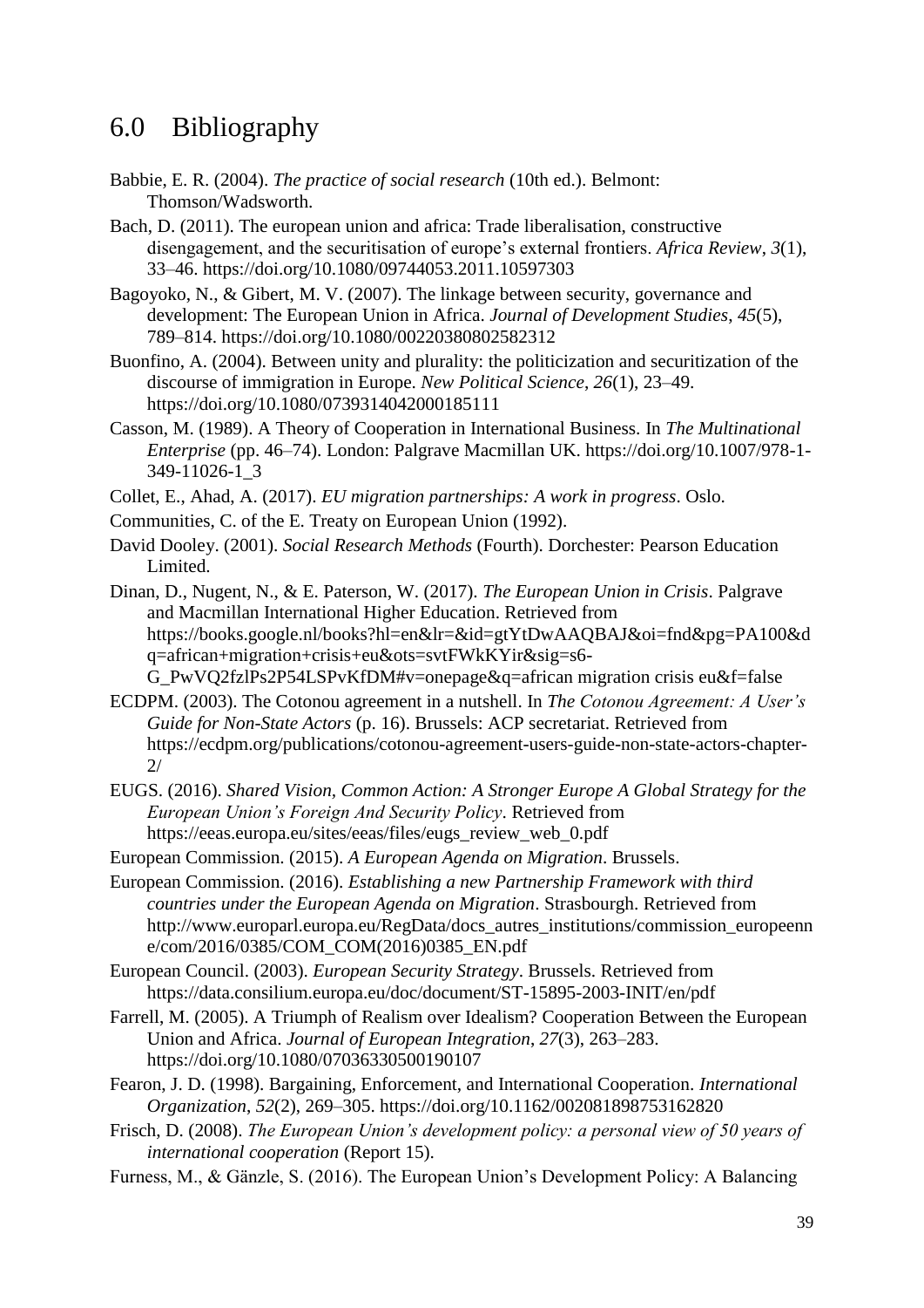# 6.0 Bibliography

Babbie, E. R. (2004). *The practice of social research* (10th ed.). Belmont: Thomson/Wadsworth.

Bach, D. (2011). The european union and africa: Trade liberalisation, constructive disengagement, and the securitisation of europe's external frontiers. *Africa Review*, *3*(1), 33–46. https://doi.org/10.1080/09744053.2011.10597303

Bagoyoko, N., & Gibert, M. V. (2007). The linkage between security, governance and development: The European Union in Africa. *Journal of Development Studies*, *45*(5), 789–814. https://doi.org/10.1080/00220380802582312

Buonfino, A. (2004). Between unity and plurality: the politicization and securitization of the discourse of immigration in Europe. *New Political Science*, *26*(1), 23–49. https://doi.org/10.1080/0739314042000185111

Casson, M. (1989). A Theory of Cooperation in International Business. In *The Multinational Enterprise* (pp. 46–74). London: Palgrave Macmillan UK. https://doi.org/10.1007/978-1-349-11026-1_3

Collet, E., Ahad, A. (2017). *EU migration partnerships: A work in progress*. Oslo.

Communities, C. of the E. Treaty on European Union (1992).

David Dooley. (2001). *Social Research Methods* (Fourth). Dorchester: Pearson Education Limited.

Dinan, D., Nugent, N., & E. Paterson, W. (2017). *The European Union in Crisis*. Palgrave and Macmillan International Higher Education. Retrieved from https://books.google.nl/books?hl=en&lr=&id=gtYtDwAAQBAJ&oi=fnd&pg=PA100&dq=african+migration+crisis+eu&ots=svtFWkKYir&sig=s6-G_PwVQ2fzlPs2P54LSPvKfDM#v=onepage&q=african migration crisis eu&f=false

ECDPM. (2003). The Cotonou agreement in a nutshell. In *The Cotonou Agreement: A User's Guide for Non-State Actors* (p. 16). Brussels: ACP secretariat. Retrieved from https://ecdpm.org/publications/cotonou-agreement-users-guide-non-state-actors-chapter-2/

EUGS. (2016). *Shared Vision, Common Action: A Stronger Europe A Global Strategy for the European Union's Foreign And Security Policy*. Retrieved from https://eeas.europa.eu/sites/eeas/files/eugs_review_web_0.pdf

European Commission. (2015). *A European Agenda on Migration*. Brussels.

European Commission. (2016). *Establishing a new Partnership Framework with third countries under the European Agenda on Migration*. Strasbourgh. Retrieved from http://www.europarl.europa.eu/RegData/docs_autres_institutions/commission_europeenne/com/2016/0385/COM_COM(2016)0385_EN.pdf

European Council. (2003). *European Security Strategy*. Brussels. Retrieved from https://data.consilium.europa.eu/doc/document/ST-15895-2003-INIT/en/pdf

Farrell, M. (2005). A Triumph of Realism over Idealism? Cooperation Between the European Union and Africa. *Journal of European Integration*, *27*(3), 263–283. https://doi.org/10.1080/07036330500190107

Fearon, J. D. (1998). Bargaining, Enforcement, and International Cooperation. *International Organization*, *52*(2), 269–305. https://doi.org/10.1162/002081898753162820

Frisch, D. (2008). *The European Union's development policy: a personal view of 50 years of international cooperation* (Report 15).

Furness, M., & Gänzle, S. (2016). The European Union's Development Policy: A Balancing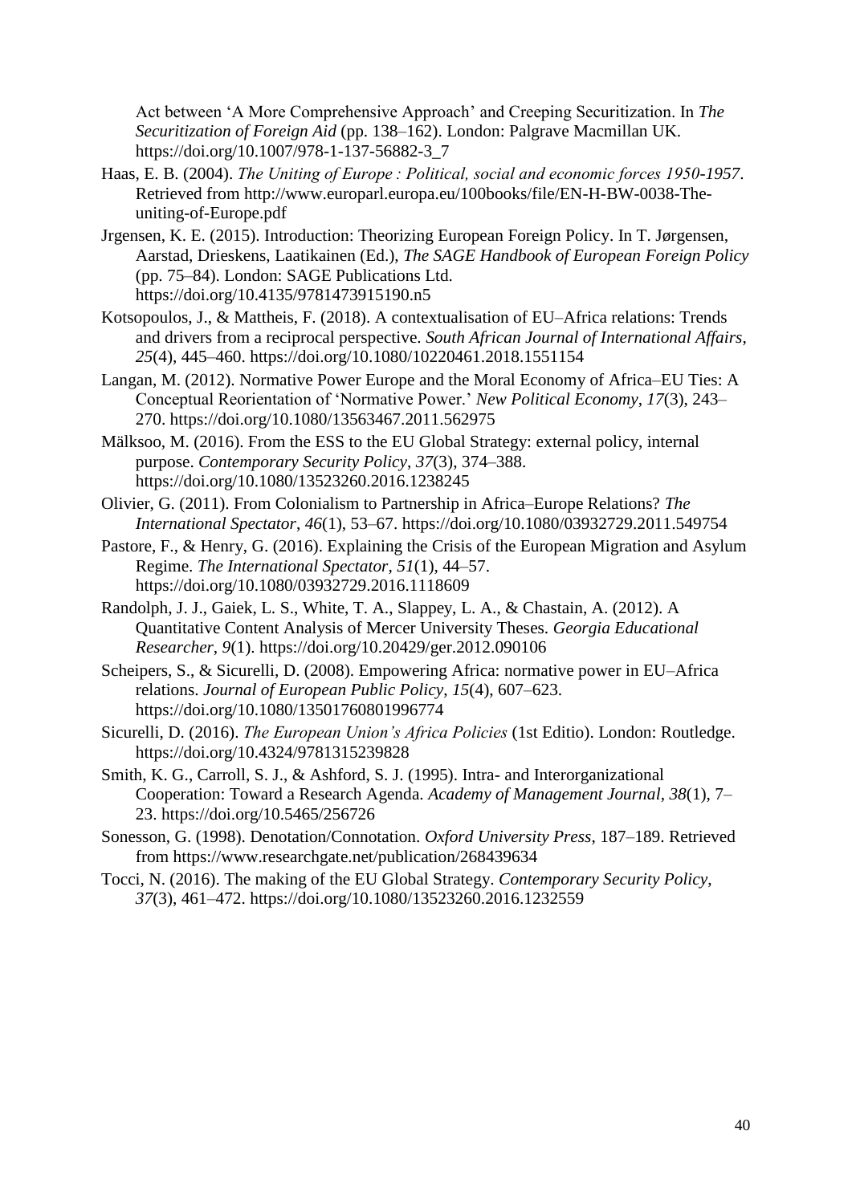Act between ‘A More Comprehensive Approach’ and Creeping Securitization. In *The Securitization of Foreign Aid* (pp. 138–162). London: Palgrave Macmillan UK. https://doi.org/10.1007/978-1-137-56882-3_7

Haas, E. B. (2004). *The Uniting of Europe : Political, social and economic forces 1950-1957*. Retrieved from http://www.europarl.europa.eu/100books/file/EN-H-BW-0038-The-uniting-of-Europe.pdf

Jrgensen, K. E. (2015). Introduction: Theorizing European Foreign Policy. In T. Jørgensen, Aarstad, Drieskens, Laatikainen (Ed.), *The SAGE Handbook of European Foreign Policy* (pp. 75–84). London: SAGE Publications Ltd. https://doi.org/10.4135/9781473915190.n5

Kotsopoulos, J., & Mattheis, F. (2018). A contextualisation of EU–Africa relations: Trends and drivers from a reciprocal perspective. *South African Journal of International Affairs*, *25*(4), 445–460. https://doi.org/10.1080/10220461.2018.1551154

Langan, M. (2012). Normative Power Europe and the Moral Economy of Africa–EU Ties: A Conceptual Reorientation of ‘Normative Power.’ *New Political Economy*, *17*(3), 243–270. https://doi.org/10.1080/13563467.2011.562975

Mälksoo, M. (2016). From the ESS to the EU Global Strategy: external policy, internal purpose. *Contemporary Security Policy*, *37*(3), 374–388. https://doi.org/10.1080/13523260.2016.1238245

Olivier, G. (2011). From Colonialism to Partnership in Africa–Europe Relations? *The International Spectator*, *46*(1), 53–67. https://doi.org/10.1080/03932729.2011.549754

Pastore, F., & Henry, G. (2016). Explaining the Crisis of the European Migration and Asylum Regime. *The International Spectator*, *51*(1), 44–57. https://doi.org/10.1080/03932729.2016.1118609

Randolph, J. J., Gaiek, L. S., White, T. A., Slappey, L. A., & Chastain, A. (2012). A Quantitative Content Analysis of Mercer University Theses. *Georgia Educational Researcher*, *9*(1). https://doi.org/10.20429/ger.2012.090106

Scheipers, S., & Sicurelli, D. (2008). Empowering Africa: normative power in EU–Africa relations. *Journal of European Public Policy*, *15*(4), 607–623. https://doi.org/10.1080/13501760801996774

Sicurelli, D. (2016). *The European Union’s Africa Policies* (1st Editio). London: Routledge. https://doi.org/10.4324/9781315239828

Smith, K. G., Carroll, S. J., & Ashford, S. J. (1995). Intra- and Interorganizational Cooperation: Toward a Research Agenda. *Academy of Management Journal*, *38*(1), 7–23. https://doi.org/10.5465/256726

Sonesson, G. (1998). Denotation/Connotation. *Oxford University Press*, 187–189. Retrieved from https://www.researchgate.net/publication/268439634

Tocci, N. (2016). The making of the EU Global Strategy. *Contemporary Security Policy*, *37*(3), 461–472. https://doi.org/10.1080/13523260.2016.1232559